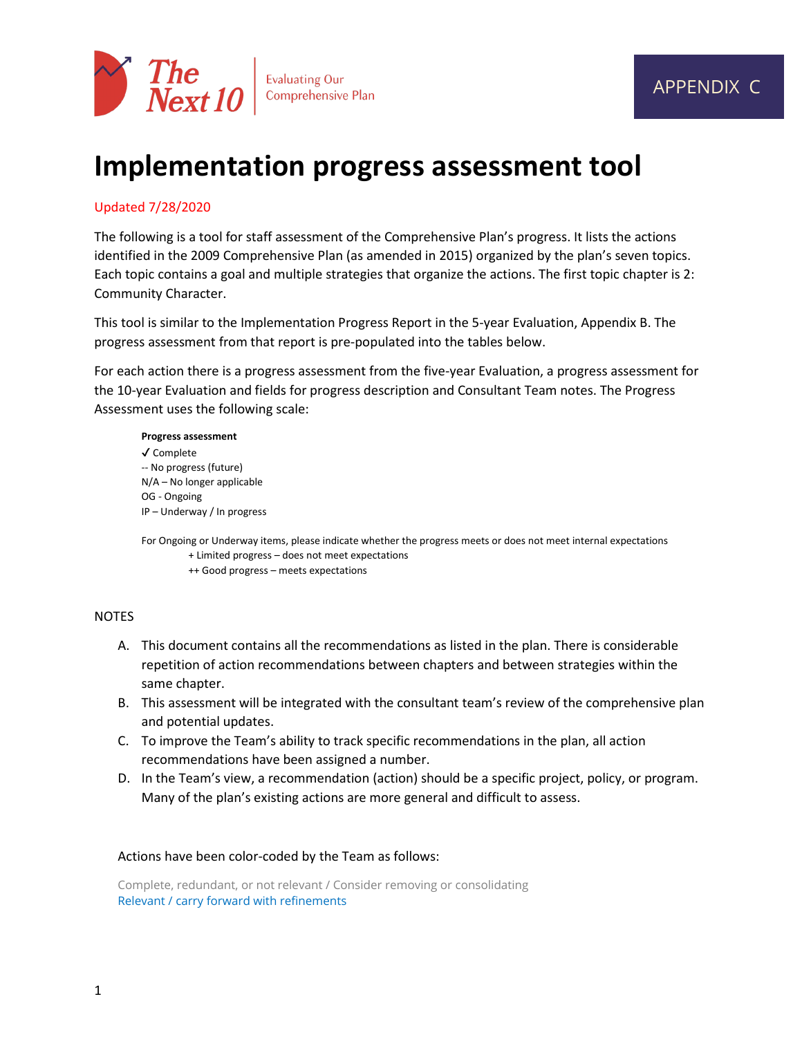The Next 10 | Evaluating Our Comprehensive Plan

APPENDIX C

# Implementation progress assessment tool

Updated 7/28/2020

The following is a tool for staff assessment of the Comprehensive Plan's progress. It lists the actions identified in the 2009 Comprehensive Plan (as amended in 2015) organized by the plan's seven topics. Each topic contains a goal and multiple strategies that organize the actions. The first topic chapter is 2: Community Character.

This tool is similar to the Implementation Progress Report in the 5-year Evaluation, Appendix B. The progress assessment from that report is pre-populated into the tables below.

For each action there is a progress assessment from the five-year Evaluation, a progress assessment for the 10-year Evaluation and fields for progress description and Consultant Team notes. The Progress Assessment uses the following scale:

**Progress assessment**
✓ Complete
-- No progress (future)
N/A – No longer applicable
OG - Ongoing
IP – Underway / In progress

For Ongoing or Underway items, please indicate whether the progress meets or does not meet internal expectations
- + Limited progress – does not meet expectations
- ++ Good progress – meets expectations

NOTES

A. This document contains all the recommendations as listed in the plan. There is considerable repetition of action recommendations between chapters and between strategies within the same chapter.
B. This assessment will be integrated with the consultant team's review of the comprehensive plan and potential updates.
C. To improve the Team's ability to track specific recommendations in the plan, all action recommendations have been assigned a number.
D. In the Team's view, a recommendation (action) should be a specific project, policy, or program. Many of the plan's existing actions are more general and difficult to assess.

Actions have been color-coded by the Team as follows:

Complete, redundant, or not relevant / Consider removing or consolidating
Relevant / carry forward with refinements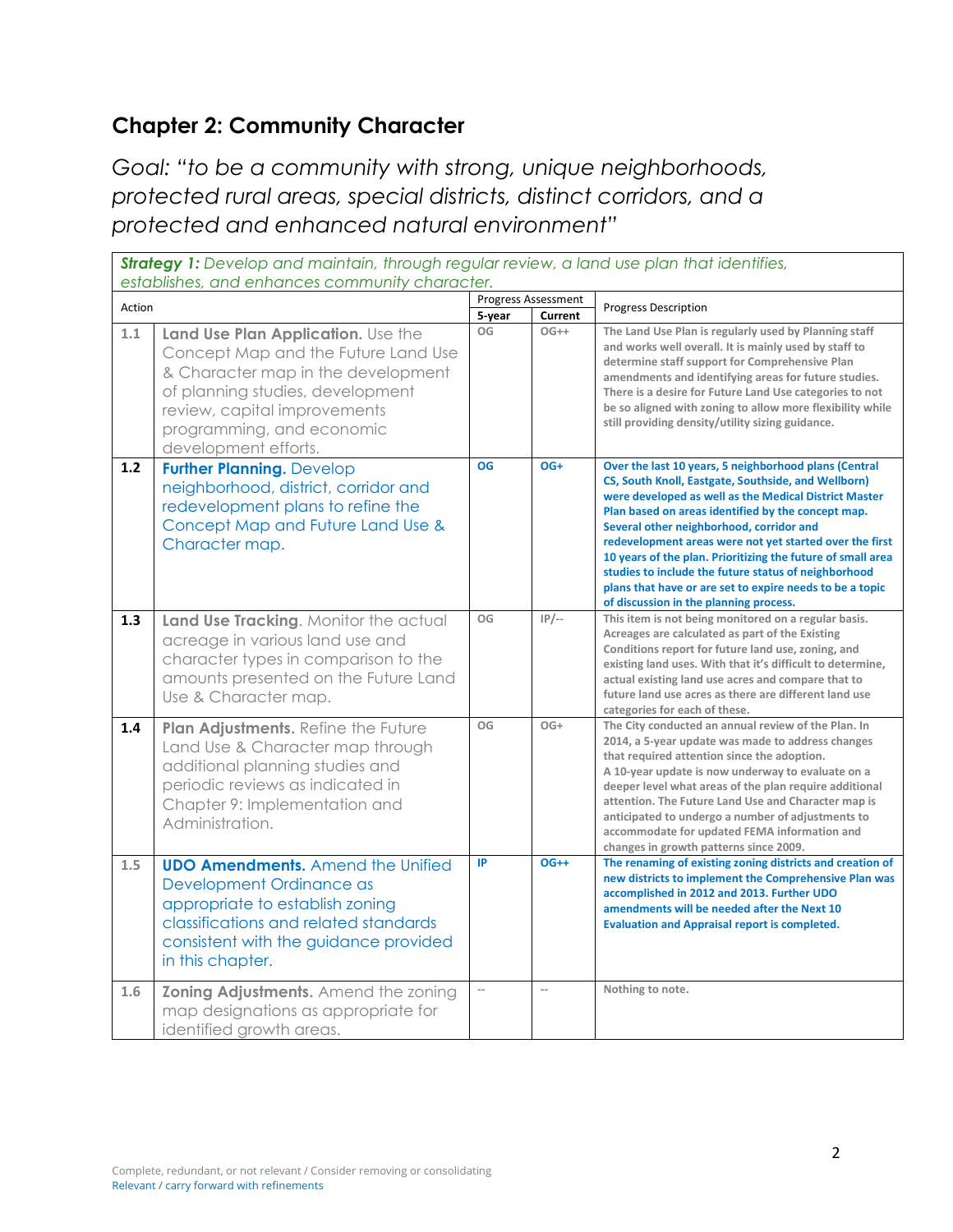## Chapter 2: Community Character

*Goal: "to be a community with strong, unique neighborhoods, protected rural areas, special districts, distinct corridors, and a protected and enhanced natural environment"*

| ***Strategy 1:*** *Develop and maintain, through regular review, a land use plan that identifies, establishes, and enhances community character.* | | | | |
|---|---|---|---|---|
| Action | | Progress Assessment | | Progress Description |
| | | 5-year | Current | |
| 1.1 | **Land Use Plan Application.** Use the Concept Map and the Future Land Use & Character map in the development of planning studies, development review, capital improvements programming, and economic development efforts. | OG | OG++ | The Land Use Plan is regularly used by Planning staff and works well overall. It is mainly used by staff to determine staff support for Comprehensive Plan amendments and identifying areas for future studies. There is a desire for Future Land Use categories to not be so aligned with zoning to allow more flexibility while still providing density/utility sizing guidance. |
| **1.2** | **Further Planning.** Develop neighborhood, district, corridor and redevelopment plans to refine the Concept Map and Future Land Use & Character map. | OG | OG+ | Over the last 10 years, 5 neighborhood plans (Central CS, South Knoll, Eastgate, Southside, and Wellborn) were developed as well as the Medical District Master Plan based on areas identified by the concept map. Several other neighborhood, corridor and redevelopment areas were not yet started over the first 10 years of the plan. Prioritizing the future of small area studies to include the future status of neighborhood plans that have or are set to expire needs to be a topic of discussion in the planning process. |
| **1.3** | **Land Use Tracking.** Monitor the actual acreage in various land use and character types in comparison to the amounts presented on the Future Land Use & Character map. | OG | IP/-- | This item is not being monitored on a regular basis. Acreages are calculated as part of the Existing Conditions report for future land use, zoning, and existing land uses. With that it's difficult to determine, actual existing land use acres and compare that to future land use acres as there are different land use categories for each of these. |
| **1.4** | **Plan Adjustments.** Refine the Future Land Use & Character map through additional planning studies and periodic reviews as indicated in Chapter 9: Implementation and Administration. | OG | OG+ | The City conducted an annual review of the Plan. In 2014, a 5-year update was made to address changes that required attention since the adoption. A 10-year update is now underway to evaluate on a deeper level what areas of the plan require additional attention. The Future Land Use and Character map is anticipated to undergo a number of adjustments to accommodate for updated FEMA information and changes in growth patterns since 2009. |
| 1.5 | **UDO Amendments.** Amend the Unified Development Ordinance as appropriate to establish zoning classifications and related standards consistent with the guidance provided in this chapter. | IP | OG++ | The renaming of existing zoning districts and creation of new districts to implement the Comprehensive Plan was accomplished in 2012 and 2013. Further UDO amendments will be needed after the Next 10 Evaluation and Appraisal report is completed. |
| 1.6 | **Zoning Adjustments.** Amend the zoning map designations as appropriate for identified growth areas. | -- | -- | Nothing to note. |

Complete, redundant, or not relevant / Consider removing or consolidating
Relevant / carry forward with refinements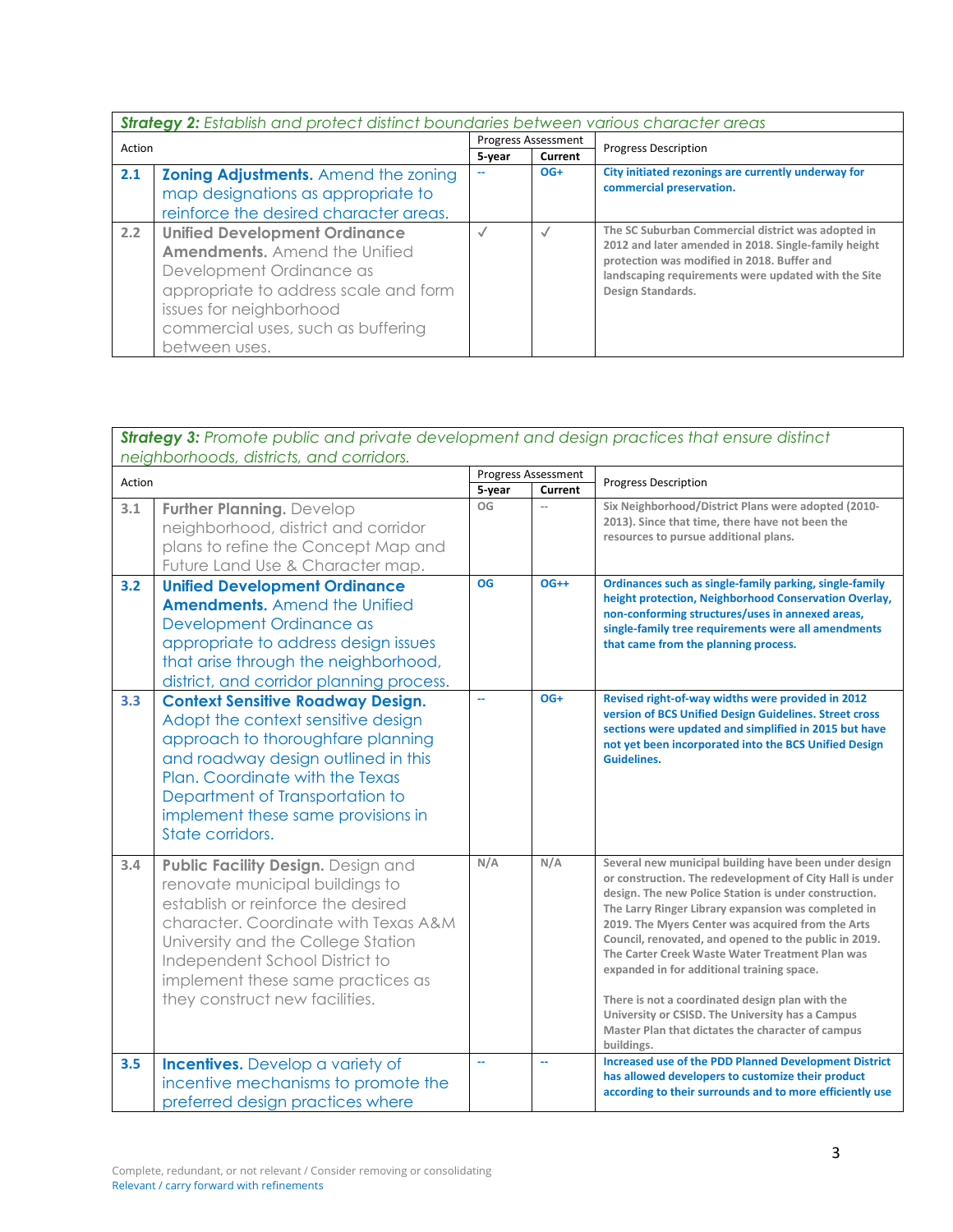| ***Strategy 2:*** *Establish and protect distinct boundaries between various character areas* | | | | |
|---|---|---|---|---|
| Action | | Progress Assessment | | Progress Description |
| | | 5-year | Current | |
| 2.1 | **Zoning Adjustments.** Amend the zoning map designations as appropriate to reinforce the desired character areas. | -- | OG+ | **City initiated rezonings are currently underway for commercial preservation.** |
| 2.2 | **Unified Development Ordinance Amendments.** Amend the Unified Development Ordinance as appropriate to address scale and form issues for neighborhood commercial uses, such as buffering between uses. | ✓ | ✓ | **The SC Suburban Commercial district was adopted in 2012 and later amended in 2018. Single-family height protection was modified in 2018. Buffer and landscaping requirements were updated with the Site Design Standards.** |

| ***Strategy 3:*** *Promote public and private development and design practices that ensure distinct neighborhoods, districts, and corridors.* | | | | |
|---|---|---|---|---|
| Action | | Progress Assessment | | Progress Description |
| | | 5-year | Current | |
| 3.1 | **Further Planning.** Develop neighborhood, district and corridor plans to refine the Concept Map and Future Land Use & Character map. | OG | -- | **Six Neighborhood/District Plans were adopted (2010-2013). Since that time, there have not been the resources to pursue additional plans.** |
| 3.2 | **Unified Development Ordinance Amendments.** Amend the Unified Development Ordinance as appropriate to address design issues that arise through the neighborhood, district, and corridor planning process. | OG | OG++ | **Ordinances such as single-family parking, single-family height protection, Neighborhood Conservation Overlay, non-conforming structures/uses in annexed areas, single-family tree requirements were all amendments that came from the planning process.** |
| 3.3 | **Context Sensitive Roadway Design.** Adopt the context sensitive design approach to thoroughfare planning and roadway design outlined in this Plan. Coordinate with the Texas Department of Transportation to implement these same provisions in State corridors. | -- | OG+ | **Revised right-of-way widths were provided in 2012 version of BCS Unified Design Guidelines. Street cross sections were updated and simplified in 2015 but have not yet been incorporated into the BCS Unified Design Guidelines.** |
| 3.4 | **Public Facility Design.** Design and renovate municipal buildings to establish or reinforce the desired character. Coordinate with Texas A&M University and the College Station Independent School District to implement these same practices as they construct new facilities. | N/A | N/A | **Several new municipal building have been under design or construction. The redevelopment of City Hall is under design. The new Police Station is under construction. The Larry Ringer Library expansion was completed in 2019. The Myers Center was acquired from the Arts Council, renovated, and opened to the public in 2019. The Carter Creek Waste Water Treatment Plan was expanded in for additional training space.**<br><br>**There is not a coordinated design plan with the University or CSISD. The University has a Campus Master Plan that dictates the character of campus buildings.** |
| 3.5 | **Incentives.** Develop a variety of incentive mechanisms to promote the preferred design practices where | -- | -- | **Increased use of the PDD Planned Development District has allowed developers to customize their product according to their surrounds and to more efficiently use** |

Complete, redundant, or not relevant / Consider removing or consolidating
Relevant / carry forward with refinements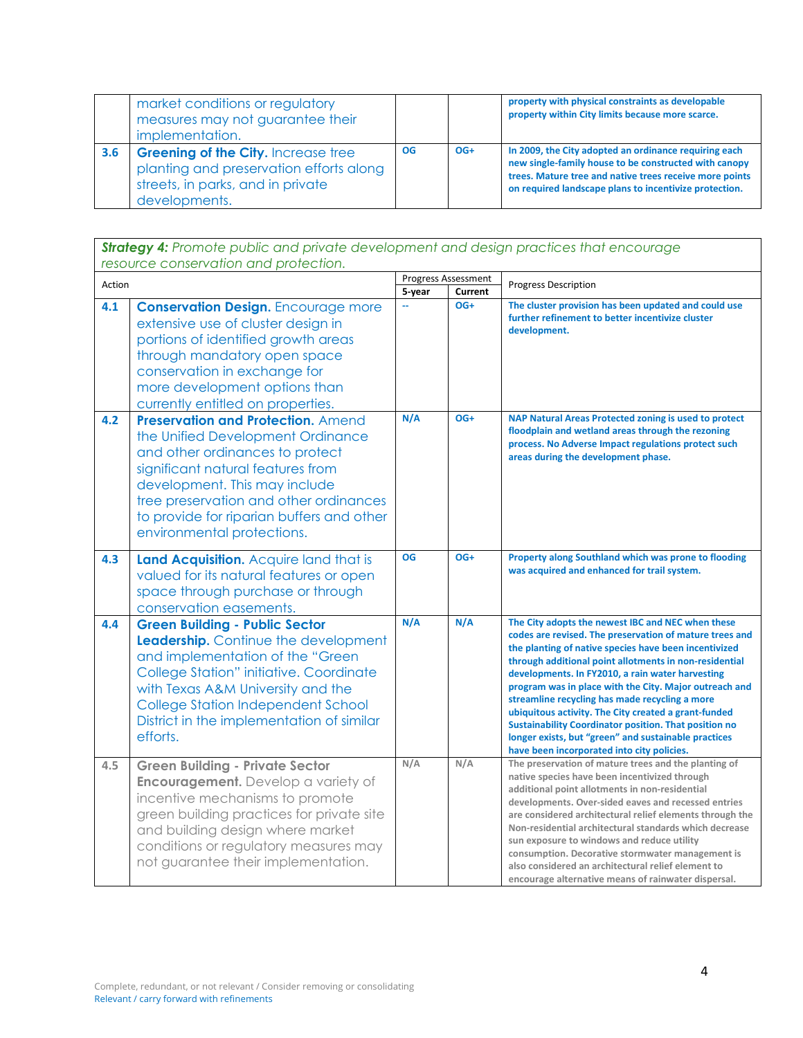| | | | | |
|---|---|---|---|---|
| | market conditions or regulatory measures may not guarantee their implementation. | | | **property with physical constraints as developable property within City limits because more scarce.** |
| **3.6** | **Greening of the City.** Increase tree planting and preservation efforts along streets, in parks, and in private developments. | **OG** | **OG+** | **In 2009, the City adopted an ordinance requiring each new single-family house to be constructed with canopy trees. Mature tree and native trees receive more points on required landscape plans to incentivize protection.** |

| ***Strategy 4:*** *Promote public and private development and design practices that encourage resource conservation and protection.* | | | | |
|---|---|---|---|---|
| Action | | Progress Assessment | | Progress Description |
| | | **5-year** | **Current** | |
| **4.1** | **Conservation Design.** Encourage more extensive use of cluster design in portions of identified growth areas through mandatory open space conservation in exchange for more development options than currently entitled on properties. | -- | **OG+** | **The cluster provision has been updated and could use further refinement to better incentivize cluster development.** |
| **4.2** | **Preservation and Protection.** Amend the Unified Development Ordinance and other ordinances to protect significant natural features from development. This may include tree preservation and other ordinances to provide for riparian buffers and other environmental protections. | **N/A** | **OG+** | **NAP Natural Areas Protected zoning is used to protect floodplain and wetland areas through the rezoning process. No Adverse Impact regulations protect such areas during the development phase.** |
| **4.3** | **Land Acquisition.** Acquire land that is valued for its natural features or open space through purchase or through conservation easements. | **OG** | **OG+** | **Property along Southland which was prone to flooding was acquired and enhanced for trail system.** |
| **4.4** | **Green Building - Public Sector Leadership.** Continue the development and implementation of the "Green College Station" initiative. Coordinate with Texas A&M University and the College Station Independent School District in the implementation of similar efforts. | **N/A** | **N/A** | **The City adopts the newest IBC and NEC when these codes are revised. The preservation of mature trees and the planting of native species have been incentivized through additional point allotments in non-residential developments. In FY2010, a rain water harvesting program was in place with the City. Major outreach and streamline recycling has made recycling a more ubiquitous activity. The City created a grant-funded Sustainability Coordinator position. That position no longer exists, but "green" and sustainable practices have been incorporated into city policies.** |
| **4.5** | **Green Building - Private Sector Encouragement.** Develop a variety of incentive mechanisms to promote green building practices for private site and building design where market conditions or regulatory measures may not guarantee their implementation. | **N/A** | **N/A** | **The preservation of mature trees and the planting of native species have been incentivized through additional point allotments in non-residential developments. Over-sided eaves and recessed entries are considered architectural relief elements through the Non-residential architectural standards which decrease sun exposure to windows and reduce utility consumption. Decorative stormwater management is also considered an architectural relief element to encourage alternative means of rainwater dispersal.** |

Complete, redundant, or not relevant / Consider removing or consolidating
Relevant / carry forward with refinements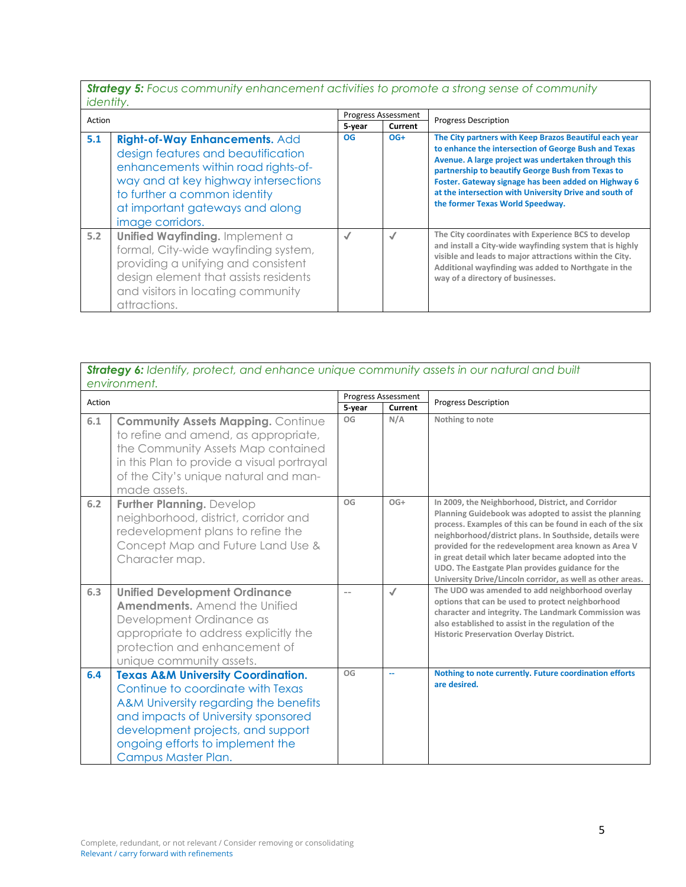| ***Strategy 5:*** *Focus community enhancement activities to promote a strong sense of community identity.* | | | | |
|---|---|---|---|---|
| Action | | Progress Assessment | | Progress Description |
| | | 5-year | Current | |
| 5.1 | **Right-of-Way Enhancements.** Add design features and beautification enhancements within road rights-of-way and at key highway intersections to further a common identity at important gateways and along image corridors. | OG | OG+ | The City partners with Keep Brazos Beautiful each year to enhance the intersection of George Bush and Texas Avenue. A large project was undertaken through this partnership to beautify George Bush from Texas to Foster. Gateway signage has been added on Highway 6 at the intersection with University Drive and south of the former Texas World Speedway. |
| 5.2 | **Unified Wayfinding.** Implement a formal, City-wide wayfinding system, providing a unifying and consistent design element that assists residents and visitors in locating community attractions. | ✓ | ✓ | The City coordinates with Experience BCS to develop and install a City-wide wayfinding system that is highly visible and leads to major attractions within the City. Additional wayfinding was added to Northgate in the way of a directory of businesses. |

| ***Strategy 6:*** *Identify, protect, and enhance unique community assets in our natural and built environment.* | | | | |
|---|---|---|---|---|
| Action | | Progress Assessment | | Progress Description |
| | | 5-year | Current | |
| 6.1 | **Community Assets Mapping.** Continue to refine and amend, as appropriate, the Community Assets Map contained in this Plan to provide a visual portrayal of the City's unique natural and man-made assets. | OG | N/A | Nothing to note |
| 6.2 | **Further Planning.** Develop neighborhood, district, corridor and redevelopment plans to refine the Concept Map and Future Land Use & Character map. | OG | OG+ | In 2009, the Neighborhood, District, and Corridor Planning Guidebook was adopted to assist the planning process. Examples of this can be found in each of the six neighborhood/district plans. In Southside, details were provided for the redevelopment area known as Area V in great detail which later became adopted into the UDO. The Eastgate Plan provides guidance for the University Drive/Lincoln corridor, as well as other areas. |
| 6.3 | **Unified Development Ordinance Amendments.** Amend the Unified Development Ordinance as appropriate to address explicitly the protection and enhancement of unique community assets. | -- | ✓ | The UDO was amended to add neighborhood overlay options that can be used to protect neighborhood character and integrity. The Landmark Commission was also established to assist in the regulation of the Historic Preservation Overlay District. |
| 6.4 | **Texas A&M University Coordination.** Continue to coordinate with Texas A&M University regarding the benefits and impacts of University sponsored development projects, and support ongoing efforts to implement the Campus Master Plan. | OG | -- | Nothing to note currently. Future coordination efforts are desired. |

Complete, redundant, or not relevant / Consider removing or consolidating
Relevant / carry forward with refinements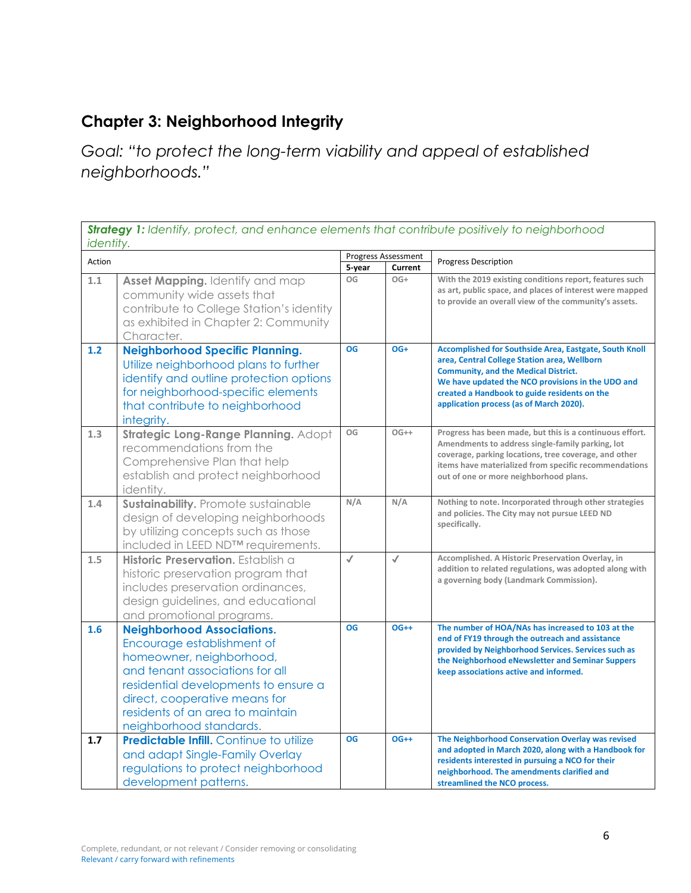## Chapter 3: Neighborhood Integrity

*Goal: "to protect the long-term viability and appeal of established neighborhoods."*

| *Strategy 1: Identify, protect, and enhance elements that contribute positively to neighborhood identity.* | | | | |
|---|---|---|---|---|
| Action | | Progress Assessment | | Progress Description |
| | | 5-year | Current | |
| 1.1 | **Asset Mapping.** Identify and map community wide assets that contribute to College Station's identity as exhibited in Chapter 2: Community Character. | OG | OG+ | With the 2019 existing conditions report, features such as art, public space, and places of interest were mapped to provide an overall view of the community's assets. |
| 1.2 | **Neighborhood Specific Planning.** Utilize neighborhood plans to further identify and outline protection options for neighborhood-specific elements that contribute to neighborhood integrity. | OG | OG+ | Accomplished for Southside Area, Eastgate, South Knoll area, Central College Station area, Wellborn Community, and the Medical District. We have updated the NCO provisions in the UDO and created a Handbook to guide residents on the application process (as of March 2020). |
| 1.3 | **Strategic Long-Range Planning.** Adopt recommendations from the Comprehensive Plan that help establish and protect neighborhood identity. | OG | OG++ | Progress has been made, but this is a continuous effort. Amendments to address single-family parking, lot coverage, parking locations, tree coverage, and other items have materialized from specific recommendations out of one or more neighborhood plans. |
| 1.4 | **Sustainability.** Promote sustainable design of developing neighborhoods by utilizing concepts such as those included in LEED ND™ requirements. | N/A | N/A | Nothing to note. Incorporated through other strategies and policies. The City may not pursue LEED ND specifically. |
| 1.5 | **Historic Preservation.** Establish a historic preservation program that includes preservation ordinances, design guidelines, and educational and promotional programs. | ✓ | ✓ | Accomplished. A Historic Preservation Overlay, in addition to related regulations, was adopted along with a governing body (Landmark Commission). |
| 1.6 | **Neighborhood Associations.** Encourage establishment of homeowner, neighborhood, and tenant associations for all residential developments to ensure a direct, cooperative means for residents of an area to maintain neighborhood standards. | OG | OG++ | The number of HOA/NAs has increased to 103 at the end of FY19 through the outreach and assistance provided by Neighborhood Services. Services such as the Neighborhood eNewsletter and Seminar Suppers keep associations active and informed. |
| 1.7 | **Predictable Infill.** Continue to utilize and adapt Single-Family Overlay regulations to protect neighborhood development patterns. | OG | OG++ | The Neighborhood Conservation Overlay was revised and adopted in March 2020, along with a Handbook for residents interested in pursuing a NCO for their neighborhood. The amendments clarified and streamlined the NCO process. |

Complete, redundant, or not relevant / Consider removing or consolidating
Relevant / carry forward with refinements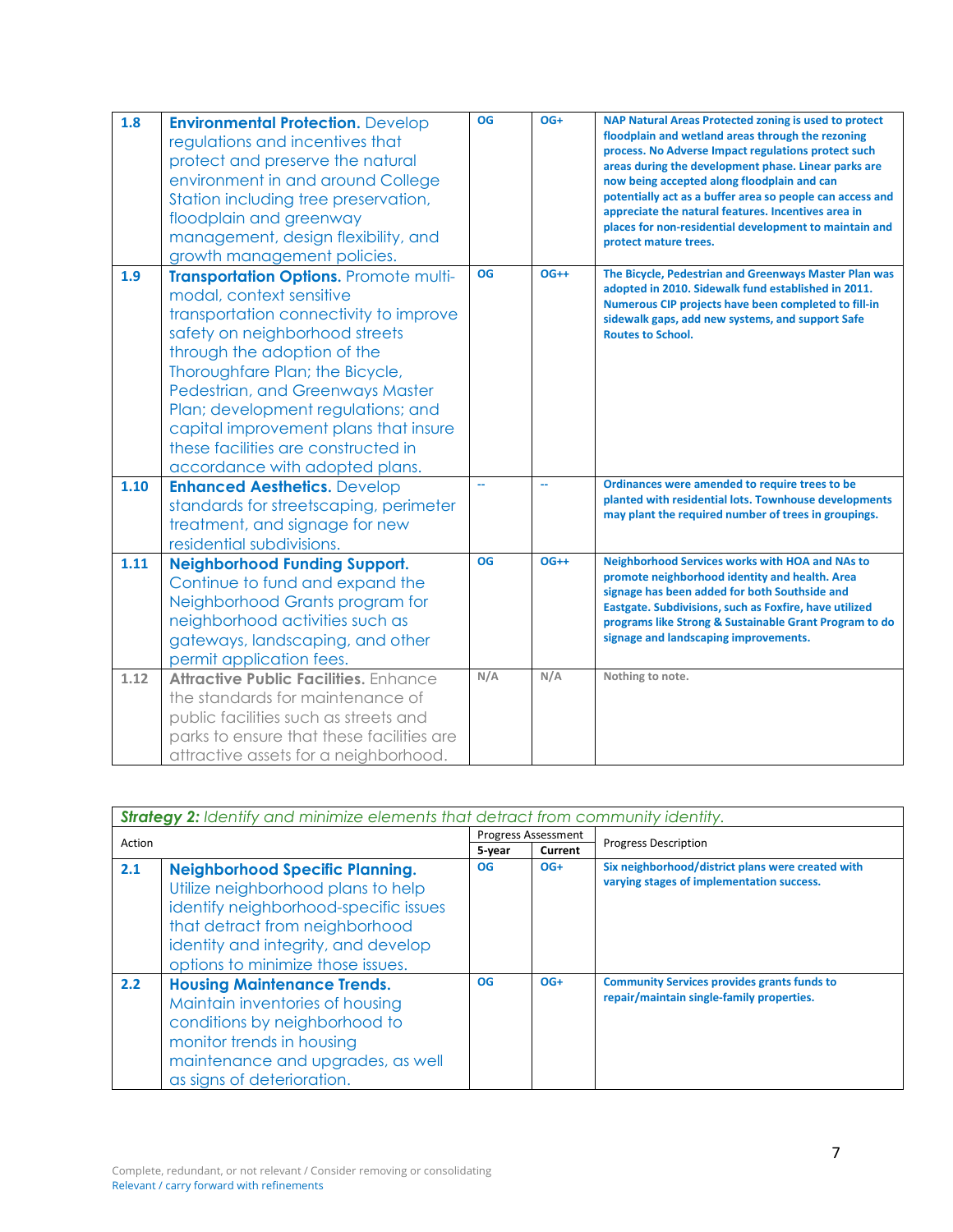| | | | | |
|---|---|---|---|---|
| 1.8 | **Environmental Protection.** Develop regulations and incentives that protect and preserve the natural environment in and around College Station including tree preservation, floodplain and greenway management, design flexibility, and growth management policies. | OG | OG+ | **NAP Natural Areas Protected zoning is used to protect floodplain and wetland areas through the rezoning process. No Adverse Impact regulations protect such areas during the development phase. Linear parks are now being accepted along floodplain and can potentially act as a buffer area so people can access and appreciate the natural features. Incentives area in places for non-residential development to maintain and protect mature trees.** |
| 1.9 | **Transportation Options.** Promote multi-modal, context sensitive transportation connectivity to improve safety on neighborhood streets through the adoption of the Thoroughfare Plan; the Bicycle, Pedestrian, and Greenways Master Plan; development regulations; and capital improvement plans that insure these facilities are constructed in accordance with adopted plans. | OG | OG++ | **The Bicycle, Pedestrian and Greenways Master Plan was adopted in 2010. Sidewalk fund established in 2011. Numerous CIP projects have been completed to fill-in sidewalk gaps, add new systems, and support Safe Routes to School.** |
| 1.10 | **Enhanced Aesthetics.** Develop standards for streetscaping, perimeter treatment, and signage for new residential subdivisions. | -- | -- | **Ordinances were amended to require trees to be planted with residential lots. Townhouse developments may plant the required number of trees in groupings.** |
| 1.11 | **Neighborhood Funding Support.** Continue to fund and expand the Neighborhood Grants program for neighborhood activities such as gateways, landscaping, and other permit application fees. | OG | OG++ | **Neighborhood Services works with HOA and NAs to promote neighborhood identity and health. Area signage has been added for both Southside and Eastgate. Subdivisions, such as Foxfire, have utilized programs like Strong & Sustainable Grant Program to do signage and landscaping improvements.** |
| 1.12 | **Attractive Public Facilities.** Enhance the standards for maintenance of public facilities such as streets and parks to ensure that these facilities are attractive assets for a neighborhood. | N/A | N/A | **Nothing to note.** |

***Strategy 2:*** *Identify and minimize elements that detract from community identity.*

| Action | | Progress Assessment 5-year | Progress Assessment Current | Progress Description |
|---|---|---|---|---|
| 2.1 | **Neighborhood Specific Planning.** Utilize neighborhood plans to help identify neighborhood-specific issues that detract from neighborhood identity and integrity, and develop options to minimize those issues. | OG | OG+ | **Six neighborhood/district plans were created with varying stages of implementation success.** |
| 2.2 | **Housing Maintenance Trends.** Maintain inventories of housing conditions by neighborhood to monitor trends in housing maintenance and upgrades, as well as signs of deterioration. | OG | OG+ | **Community Services provides grants funds to repair/maintain single-family properties.** |

Complete, redundant, or not relevant / Consider removing or consolidating
Relevant / carry forward with refinements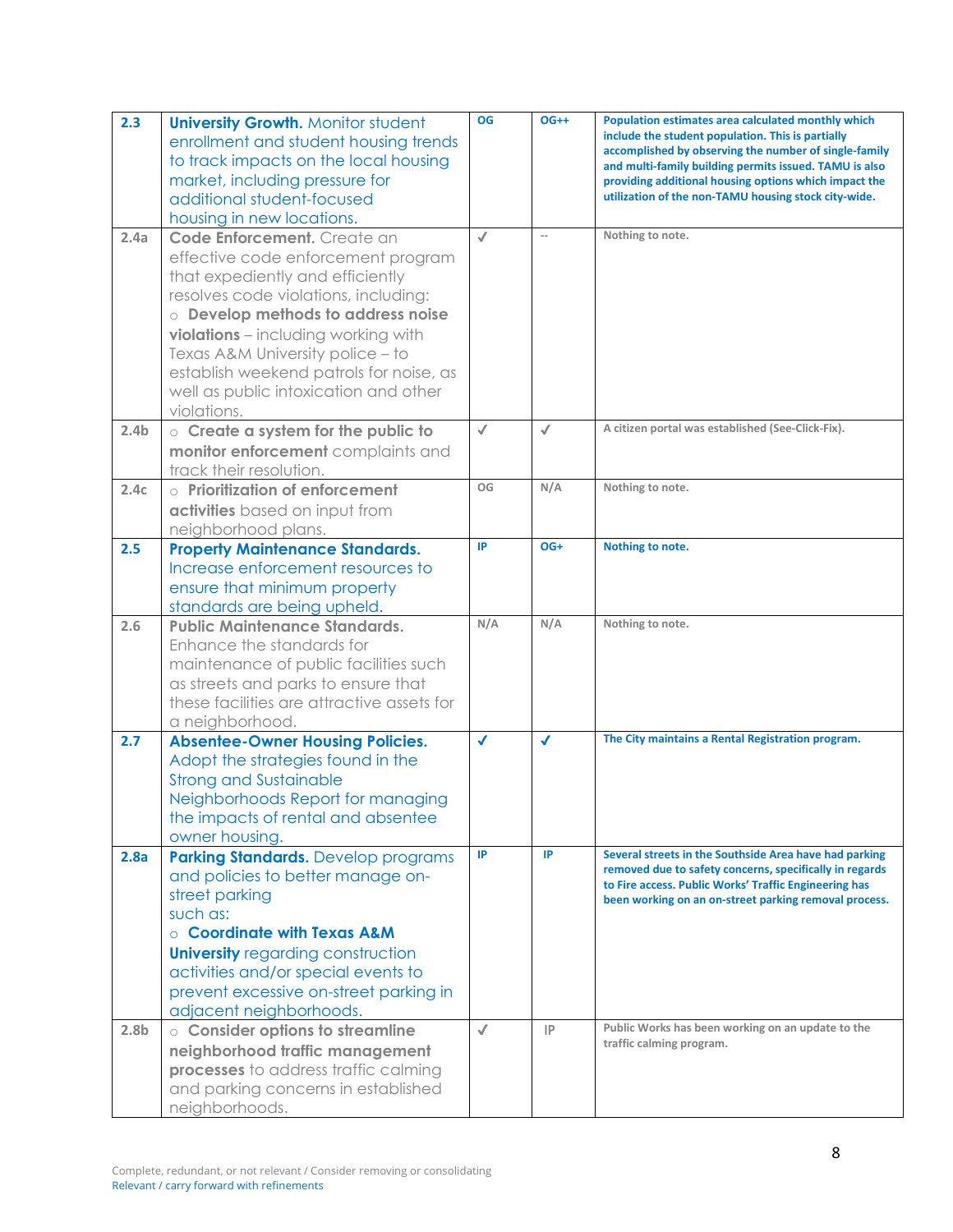| | | | | |
|---|---|---|---|---|
| 2.3 | **University Growth.** Monitor student enrollment and student housing trends to track impacts on the local housing market, including pressure for additional student-focused housing in new locations. | OG | OG++ | **Population estimates area calculated monthly which include the student population. This is partially accomplished by observing the number of single-family and multi-family building permits issued. TAMU is also providing additional housing options which impact the utilization of the non-TAMU housing stock city-wide.** |
| 2.4a | **Code Enforcement.** Create an effective code enforcement program that expediently and efficiently resolves code violations, including: ○ **Develop methods to address noise violations** – including working with Texas A&M University police – to establish weekend patrols for noise, as well as public intoxication and other violations. | ✓ | -- | **Nothing to note.** |
| 2.4b | ○ **Create a system for the public to monitor enforcement** complaints and track their resolution. | ✓ | ✓ | **A citizen portal was established (See-Click-Fix).** |
| 2.4c | ○ **Prioritization of enforcement activities** based on input from neighborhood plans. | OG | N/A | **Nothing to note.** |
| 2.5 | **Property Maintenance Standards.** Increase enforcement resources to ensure that minimum property standards are being upheld. | IP | OG+ | **Nothing to note.** |
| 2.6 | **Public Maintenance Standards.** Enhance the standards for maintenance of public facilities such as streets and parks to ensure that these facilities are attractive assets for a neighborhood. | N/A | N/A | **Nothing to note.** |
| 2.7 | **Absentee-Owner Housing Policies.** Adopt the strategies found in the Strong and Sustainable Neighborhoods Report for managing the impacts of rental and absentee owner housing. | ✓ | ✓ | **The City maintains a Rental Registration program.** |
| 2.8a | **Parking Standards.** Develop programs and policies to better manage on-street parking such as: ○ **Coordinate with Texas A&M University** regarding construction activities and/or special events to prevent excessive on-street parking in adjacent neighborhoods. | IP | IP | **Several streets in the Southside Area have had parking removed due to safety concerns, specifically in regards to Fire access. Public Works' Traffic Engineering has been working on an on-street parking removal process.** |
| 2.8b | ○ **Consider options to streamline neighborhood traffic management processes** to address traffic calming and parking concerns in established neighborhoods. | ✓ | IP | **Public Works has been working on an update to the traffic calming program.** |

Complete, redundant, or not relevant / Consider removing or consolidating
Relevant / carry forward with refinements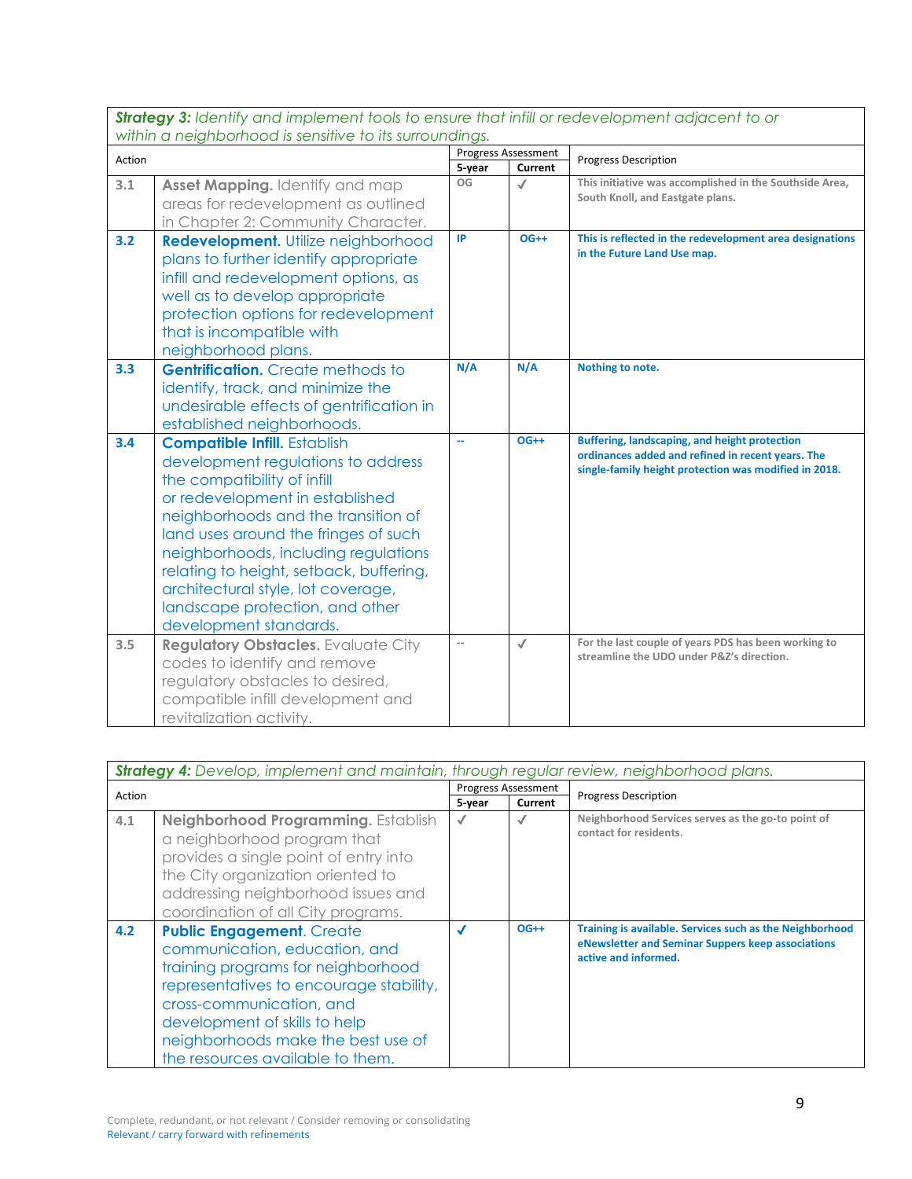| ***Strategy 3:*** *Identify and implement tools to ensure that infill or redevelopment adjacent to or within a neighborhood is sensitive to its surroundings.* | | | | |
|---|---|---|---|---|
| Action | | Progress Assessment | | Progress Description |
| | | **5-year** | **Current** | |
| 3.1 | **Asset Mapping.** Identify and map areas for redevelopment as outlined in Chapter 2: Community Character. | OG | ✓ | **This initiative was accomplished in the Southside Area, South Knoll, and Eastgate plans.** |
| **3.2** | **Redevelopment.** Utilize neighborhood plans to further identify appropriate infill and redevelopment options, as well as to develop appropriate protection options for redevelopment that is incompatible with neighborhood plans. | **IP** | **OG++** | **This is reflected in the redevelopment area designations in the Future Land Use map.** |
| **3.3** | **Gentrification.** Create methods to identify, track, and minimize the undesirable effects of gentrification in established neighborhoods. | **N/A** | **N/A** | **Nothing to note.** |
| **3.4** | **Compatible Infill.** Establish development regulations to address the compatibility of infill or redevelopment in established neighborhoods and the transition of land uses around the fringes of such neighborhoods, including regulations relating to height, setback, buffering, architectural style, lot coverage, landscape protection, and other development standards. | -- | **OG++** | **Buffering, landscaping, and height protection ordinances added and refined in recent years. The single-family height protection was modified in 2018.** |
| 3.5 | **Regulatory Obstacles.** Evaluate City codes to identify and remove regulatory obstacles to desired, compatible infill development and revitalization activity. | -- | ✓ | **For the last couple of years PDS has been working to streamline the UDO under P&Z's direction.** |

| ***Strategy 4:*** *Develop, implement and maintain, through regular review, neighborhood plans.* | | | | |
|---|---|---|---|---|
| Action | | Progress Assessment | | Progress Description |
| | | **5-year** | **Current** | |
| 4.1 | **Neighborhood Programming.** Establish a neighborhood program that provides a single point of entry into the City organization oriented to addressing neighborhood issues and coordination of all City programs. | ✓ | ✓ | **Neighborhood Services serves as the go-to point of contact for residents.** |
| **4.2** | **Public Engagement.** Create communication, education, and training programs for neighborhood representatives to encourage stability, cross-communication, and development of skills to help neighborhoods make the best use of the resources available to them. | ✓ | **OG++** | **Training is available. Services such as the Neighborhood eNewsletter and Seminar Suppers keep associations active and informed.** |

Complete, redundant, or not relevant / Consider removing or consolidating
Relevant / carry forward with refinements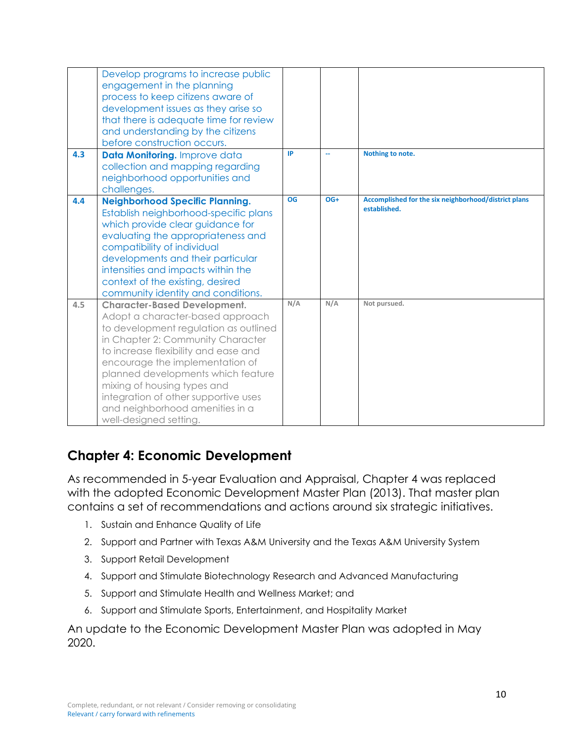| | | | | |
|---|---|---|---|---|
| | Develop programs to increase public engagement in the planning process to keep citizens aware of development issues as they arise so that there is adequate time for review and understanding by the citizens before construction occurs. | | | |
| 4.3 | **Data Monitoring.** Improve data collection and mapping regarding neighborhood opportunities and challenges. | IP | -- | Nothing to note. |
| 4.4 | **Neighborhood Specific Planning.** Establish neighborhood-specific plans which provide clear guidance for evaluating the appropriateness and compatibility of individual developments and their particular intensities and impacts within the context of the existing, desired community identity and conditions. | OG | OG+ | Accomplished for the six neighborhood/district plans established. |
| 4.5 | **Character-Based Development.** Adopt a character-based approach to development regulation as outlined in Chapter 2: Community Character to increase flexibility and ease and encourage the implementation of planned developments which feature mixing of housing types and integration of other supportive uses and neighborhood amenities in a well-designed setting. | N/A | N/A | Not pursued. |

## Chapter 4: Economic Development

As recommended in 5-year Evaluation and Appraisal, Chapter 4 was replaced with the adopted Economic Development Master Plan (2013). That master plan contains a set of recommendations and actions around six strategic initiatives.

1. Sustain and Enhance Quality of Life
2. Support and Partner with Texas A&M University and the Texas A&M University System
3. Support Retail Development
4. Support and Stimulate Biotechnology Research and Advanced Manufacturing
5. Support and Stimulate Health and Wellness Market; and
6. Support and Stimulate Sports, Entertainment, and Hospitality Market

An update to the Economic Development Master Plan was adopted in May 2020.

Complete, redundant, or not relevant / Consider removing or consolidating
Relevant / carry forward with refinements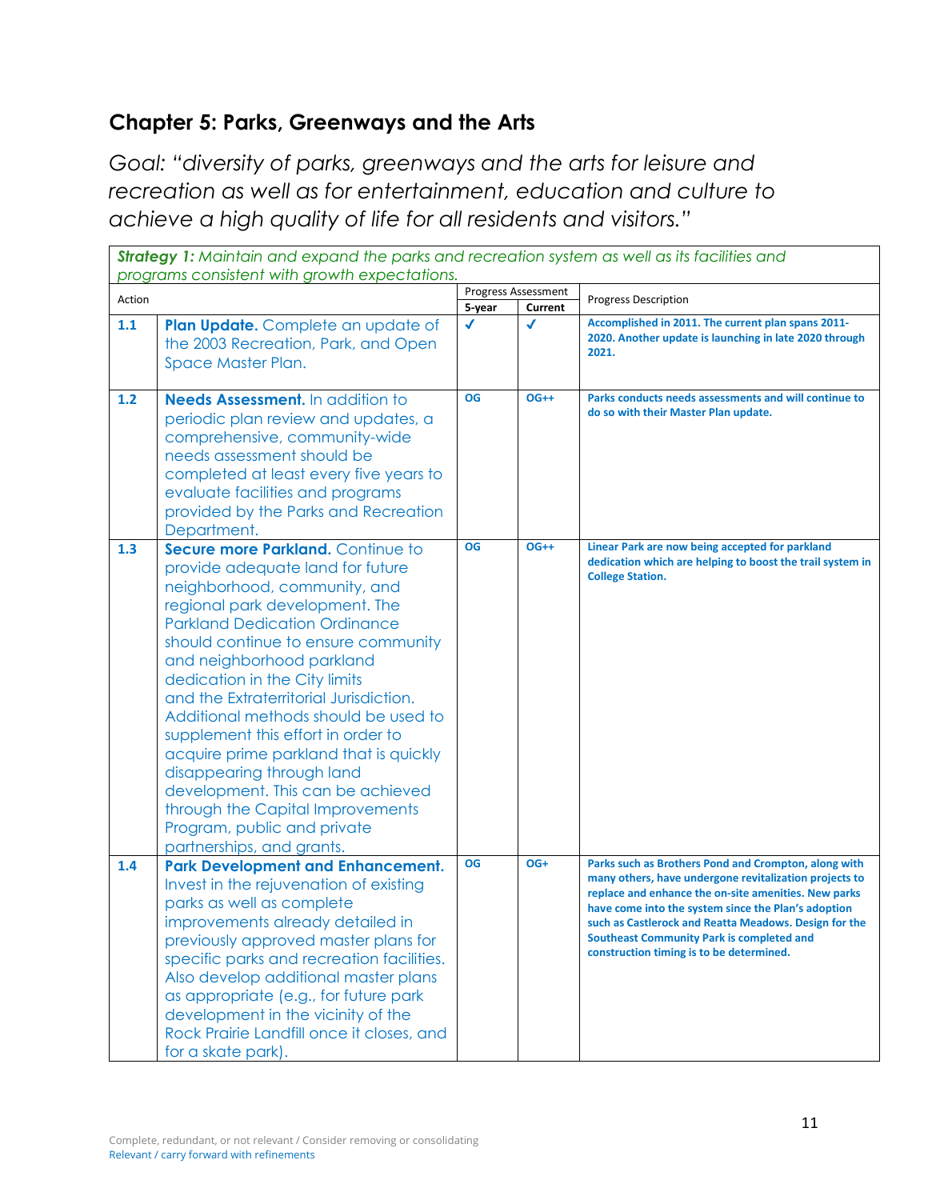## Chapter 5: Parks, Greenways and the Arts

*Goal: "diversity of parks, greenways and the arts for leisure and recreation as well as for entertainment, education and culture to achieve a high quality of life for all residents and visitors."*

| ***Strategy 1:*** *Maintain and expand the parks and recreation system as well as its facilities and programs consistent with growth expectations.* | | | | |
|---|---|---|---|---|
| Action | | Progress Assessment | | Progress Description |
| | | 5-year | Current | |
| 1.1 | **Plan Update.** Complete an update of the 2003 Recreation, Park, and Open Space Master Plan. | ✓ | ✓ | **Accomplished in 2011. The current plan spans 2011-2020. Another update is launching in late 2020 through 2021.** |
| 1.2 | **Needs Assessment.** In addition to periodic plan review and updates, a comprehensive, community-wide needs assessment should be completed at least every five years to evaluate facilities and programs provided by the Parks and Recreation Department. | OG | OG++ | **Parks conducts needs assessments and will continue to do so with their Master Plan update.** |
| 1.3 | **Secure more Parkland.** Continue to provide adequate land for future neighborhood, community, and regional park development. The Parkland Dedication Ordinance should continue to ensure community and neighborhood parkland dedication in the City limits and the Extraterritorial Jurisdiction. Additional methods should be used to supplement this effort in order to acquire prime parkland that is quickly disappearing through land development. This can be achieved through the Capital Improvements Program, public and private partnerships, and grants. | OG | OG++ | **Linear Park are now being accepted for parkland dedication which are helping to boost the trail system in College Station.** |
| 1.4 | **Park Development and Enhancement.** Invest in the rejuvenation of existing parks as well as complete improvements already detailed in previously approved master plans for specific parks and recreation facilities. Also develop additional master plans as appropriate (e.g., for future park development in the vicinity of the Rock Prairie Landfill once it closes, and for a skate park). | OG | OG+ | **Parks such as Brothers Pond and Crompton, along with many others, have undergone revitalization projects to replace and enhance the on-site amenities. New parks have come into the system since the Plan's adoption such as Castlerock and Reatta Meadows. Design for the Southeast Community Park is completed and construction timing is to be determined.** |

Complete, redundant, or not relevant / Consider removing or consolidating
Relevant / carry forward with refinements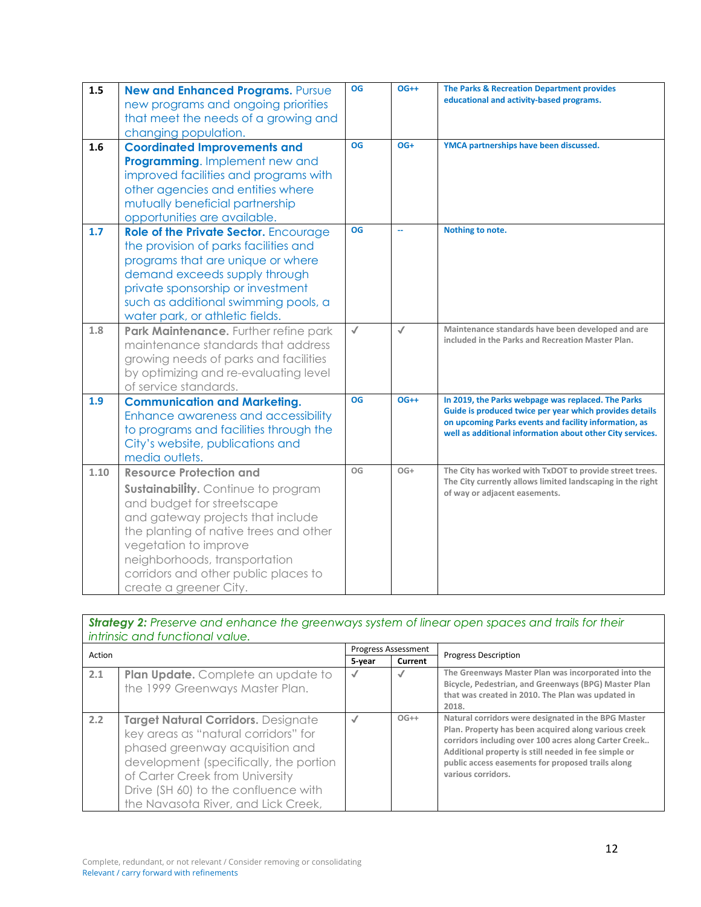| | | | | |
|---|---|---|---|---|
| 1.5 | **New and Enhanced Programs.** Pursue new programs and ongoing priorities that meet the needs of a growing and changing population. | OG | OG++ | The Parks & Recreation Department provides educational and activity-based programs. |
| 1.6 | **Coordinated Improvements and Programming**. Implement new and improved facilities and programs with other agencies and entities where mutually beneficial partnership opportunities are available. | OG | OG+ | YMCA partnerships have been discussed. |
| 1.7 | **Role of the Private Sector.** Encourage the provision of parks facilities and programs that are unique or where demand exceeds supply through private sponsorship or investment such as additional swimming pools, a water park, or athletic fields. | OG | -- | Nothing to note. |
| 1.8 | **Park Maintenance.** Further refine park maintenance standards that address growing needs of parks and facilities by optimizing and re-evaluating level of service standards. | ✓ | ✓ | Maintenance standards have been developed and are included in the Parks and Recreation Master Plan. |
| 1.9 | **Communication and Marketing.** Enhance awareness and accessibility to programs and facilities through the City's website, publications and media outlets. | OG | OG++ | In 2019, the Parks webpage was replaced. The Parks Guide is produced twice per year which provides details on upcoming Parks events and facility information, as well as additional information about other City services. |
| 1.10 | **Resource Protection and Sustainability.** Continue to program and budget for streetscape and gateway projects that include the planting of native trees and other vegetation to improve neighborhoods, transportation corridors and other public places to create a greener City. | OG | OG+ | The City has worked with TxDOT to provide street trees. The City currently allows limited landscaping in the right of way or adjacent easements. |

***Strategy 2:*** *Preserve and enhance the greenways system of linear open spaces and trails for their intrinsic and functional value.*

| Action | | Progress Assessment | | Progress Description |
|---|---|---|---|---|
| | | 5-year | Current | |
| 2.1 | **Plan Update.** Complete an update to the 1999 Greenways Master Plan. | ✓ | ✓ | The Greenways Master Plan was incorporated into the Bicycle, Pedestrian, and Greenways (BPG) Master Plan that was created in 2010. The Plan was updated in 2018. |
| 2.2 | **Target Natural Corridors.** Designate key areas as "natural corridors" for phased greenway acquisition and development (specifically, the portion of Carter Creek from University Drive (SH 60) to the confluence with the Navasota River, and Lick Creek, | ✓ | OG++ | Natural corridors were designated in the BPG Master Plan. Property has been acquired along various creek corridors including over 100 acres along Carter Creek.. Additional property is still needed in fee simple or public access easements for proposed trails along various corridors. |

Complete, redundant, or not relevant / Consider removing or consolidating
Relevant / carry forward with refinements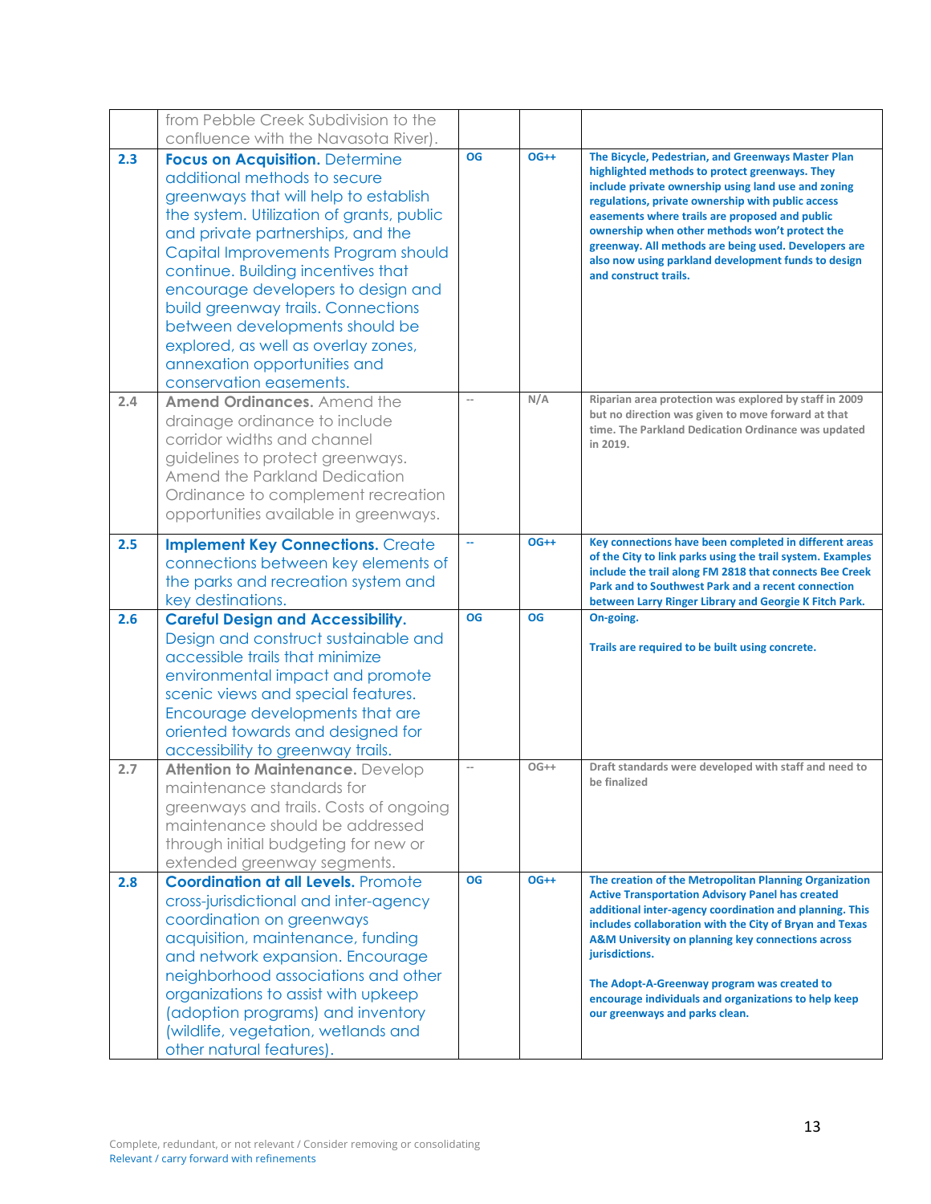| | | | | |
|---|---|---|---|---|
| | from Pebble Creek Subdivision to the confluence with the Navasota River). | | | |
| 2.3 | **Focus on Acquisition.** Determine additional methods to secure greenways that will help to establish the system. Utilization of grants, public and private partnerships, and the Capital Improvements Program should continue. Building incentives that encourage developers to design and build greenway trails. Connections between developments should be explored, as well as overlay zones, annexation opportunities and conservation easements. | OG | OG++ | The Bicycle, Pedestrian, and Greenways Master Plan highlighted methods to protect greenways. They include private ownership using land use and zoning regulations, private ownership with public access easements where trails are proposed and public ownership when other methods won't protect the greenway. All methods are being used. Developers are also now using parkland development funds to design and construct trails. |
| 2.4 | **Amend Ordinances.** Amend the drainage ordinance to include corridor widths and channel guidelines to protect greenways. Amend the Parkland Dedication Ordinance to complement recreation opportunities available in greenways. | -- | N/A | Riparian area protection was explored by staff in 2009 but no direction was given to move forward at that time. The Parkland Dedication Ordinance was updated in 2019. |
| 2.5 | **Implement Key Connections.** Create connections between key elements of the parks and recreation system and key destinations. | -- | OG++ | Key connections have been completed in different areas of the City to link parks using the trail system. Examples include the trail along FM 2818 that connects Bee Creek Park and to Southwest Park and a recent connection between Larry Ringer Library and Georgie K Fitch Park. |
| 2.6 | **Careful Design and Accessibility.** Design and construct sustainable and accessible trails that minimize environmental impact and promote scenic views and special features. Encourage developments that are oriented towards and designed for accessibility to greenway trails. | OG | OG | On-going.<br><br>Trails are required to be built using concrete. |
| 2.7 | **Attention to Maintenance.** Develop maintenance standards for greenways and trails. Costs of ongoing maintenance should be addressed through initial budgeting for new or extended greenway segments. | -- | OG++ | Draft standards were developed with staff and need to be finalized |
| 2.8 | **Coordination at all Levels.** Promote cross-jurisdictional and inter-agency coordination on greenways acquisition, maintenance, funding and network expansion. Encourage neighborhood associations and other organizations to assist with upkeep (adoption programs) and inventory (wildlife, vegetation, wetlands and other natural features). | OG | OG++ | The creation of the Metropolitan Planning Organization Active Transportation Advisory Panel has created additional inter-agency coordination and planning. This includes collaboration with the City of Bryan and Texas A&M University on planning key connections across jurisdictions.<br><br>The Adopt-A-Greenway program was created to encourage individuals and organizations to help keep our greenways and parks clean. |

Complete, redundant, or not relevant / Consider removing or consolidating
Relevant / carry forward with refinements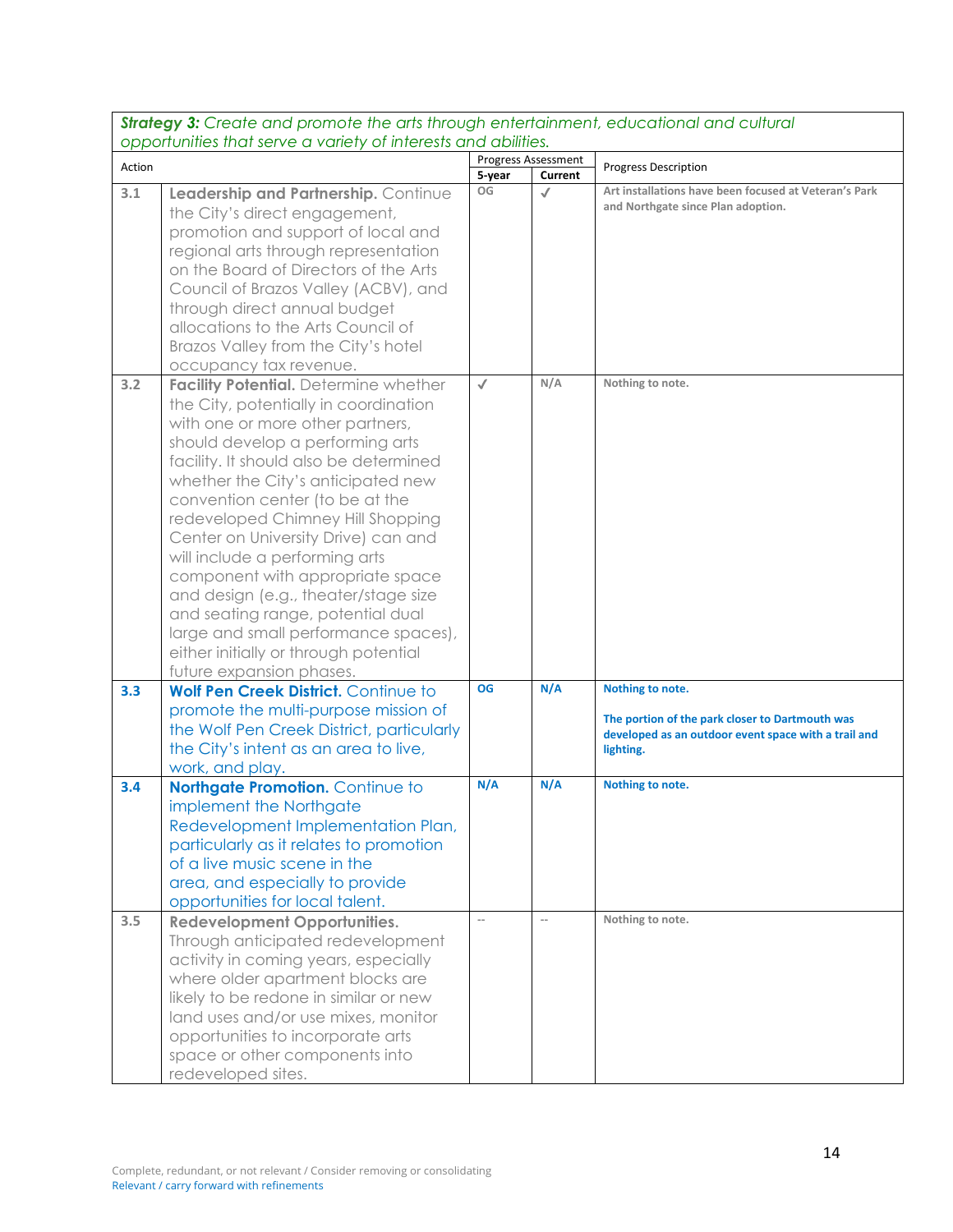| ***Strategy 3:*** *Create and promote the arts through entertainment, educational and cultural opportunities that serve a variety of interests and abilities.* | | | | |
|---|---|---|---|---|
| Action | | Progress Assessment | | Progress Description |
| | | 5-year | Current | |
| 3.1 | **Leadership and Partnership.** Continue the City's direct engagement, promotion and support of local and regional arts through representation on the Board of Directors of the Arts Council of Brazos Valley (ACBV), and through direct annual budget allocations to the Arts Council of Brazos Valley from the City's hotel occupancy tax revenue. | OG | ✓ | **Art installations have been focused at Veteran's Park and Northgate since Plan adoption.** |
| 3.2 | **Facility Potential.** Determine whether the City, potentially in coordination with one or more other partners, should develop a performing arts facility. It should also be determined whether the City's anticipated new convention center (to be at the redeveloped Chimney Hill Shopping Center on University Drive) can and will include a performing arts component with appropriate space and design (e.g., theater/stage size and seating range, potential dual large and small performance spaces), either initially or through potential future expansion phases. | ✓ | N/A | **Nothing to note.** |
| 3.3 | **Wolf Pen Creek District.** Continue to promote the multi-purpose mission of the Wolf Pen Creek District, particularly the City's intent as an area to live, work, and play. | OG | N/A | **Nothing to note.** **The portion of the park closer to Dartmouth was developed as an outdoor event space with a trail and lighting.** |
| 3.4 | **Northgate Promotion.** Continue to implement the Northgate Redevelopment Implementation Plan, particularly as it relates to promotion of a live music scene in the area, and especially to provide opportunities for local talent. | N/A | N/A | **Nothing to note.** |
| 3.5 | **Redevelopment Opportunities.** Through anticipated redevelopment activity in coming years, especially where older apartment blocks are likely to be redone in similar or new land uses and/or use mixes, monitor opportunities to incorporate arts space or other components into redeveloped sites. | -- | -- | **Nothing to note.** |

Complete, redundant, or not relevant / Consider removing or consolidating
Relevant / carry forward with refinements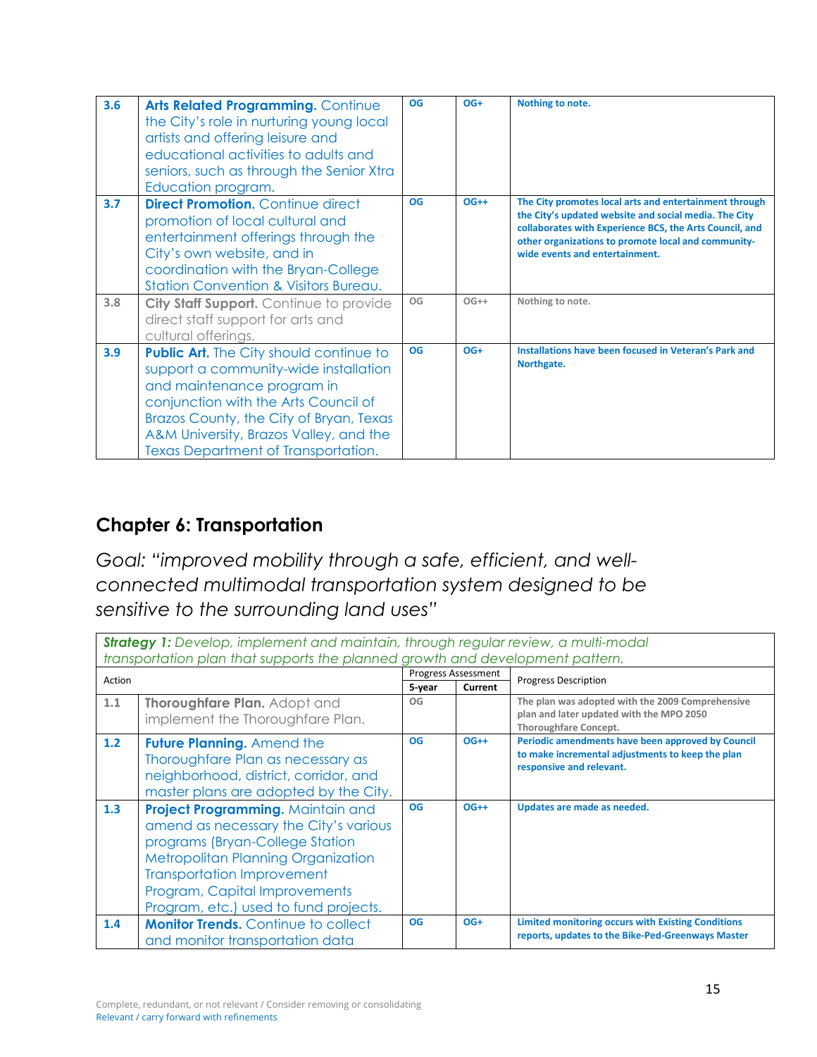| | | | | |
|---|---|---|---|---|
| 3.6 | **Arts Related Programming.** Continue the City's role in nurturing young local artists and offering leisure and educational activities to adults and seniors, such as through the Senior Xtra Education program. | OG | OG+ | Nothing to note. |
| 3.7 | **Direct Promotion.** Continue direct promotion of local cultural and entertainment offerings through the City's own website, and in coordination with the Bryan-College Station Convention & Visitors Bureau. | OG | OG++ | The City promotes local arts and entertainment through the City's updated website and social media. The City collaborates with Experience BCS, the Arts Council, and other organizations to promote local and community-wide events and entertainment. |
| 3.8 | **City Staff Support.** Continue to provide direct staff support for arts and cultural offerings. | OG | OG++ | Nothing to note. |
| 3.9 | **Public Art.** The City should continue to support a community-wide installation and maintenance program in conjunction with the Arts Council of Brazos County, the City of Bryan, Texas A&M University, Brazos Valley, and the Texas Department of Transportation. | OG | OG+ | Installations have been focused in Veteran's Park and Northgate. |

## Chapter 6: Transportation

*Goal: "improved mobility through a safe, efficient, and well-connected multimodal transportation system designed to be sensitive to the surrounding land uses"*

***Strategy 1:*** *Develop, implement and maintain, through regular review, a multi-modal transportation plan that supports the planned growth and development pattern.*

| Action | | Progress Assessment | | Progress Description |
|---|---|---|---|---|
| | | 5-year | Current | |
| 1.1 | **Thoroughfare Plan.** Adopt and implement the Thoroughfare Plan. | OG | | The plan was adopted with the 2009 Comprehensive plan and later updated with the MPO 2050 Thoroughfare Concept. |
| 1.2 | **Future Planning.** Amend the Thoroughfare Plan as necessary as neighborhood, district, corridor, and master plans are adopted by the City. | OG | OG++ | Periodic amendments have been approved by Council to make incremental adjustments to keep the plan responsive and relevant. |
| 1.3 | **Project Programming.** Maintain and amend as necessary the City's various programs (Bryan-College Station Metropolitan Planning Organization Transportation Improvement Program, Capital Improvements Program, etc.) used to fund projects. | OG | OG++ | Updates are made as needed. |
| 1.4 | **Monitor Trends.** Continue to collect and monitor transportation data | OG | OG+ | Limited monitoring occurs with Existing Conditions reports, updates to the Bike-Ped-Greenways Master |

Complete, redundant, or not relevant / Consider removing or consolidating
Relevant / carry forward with refinements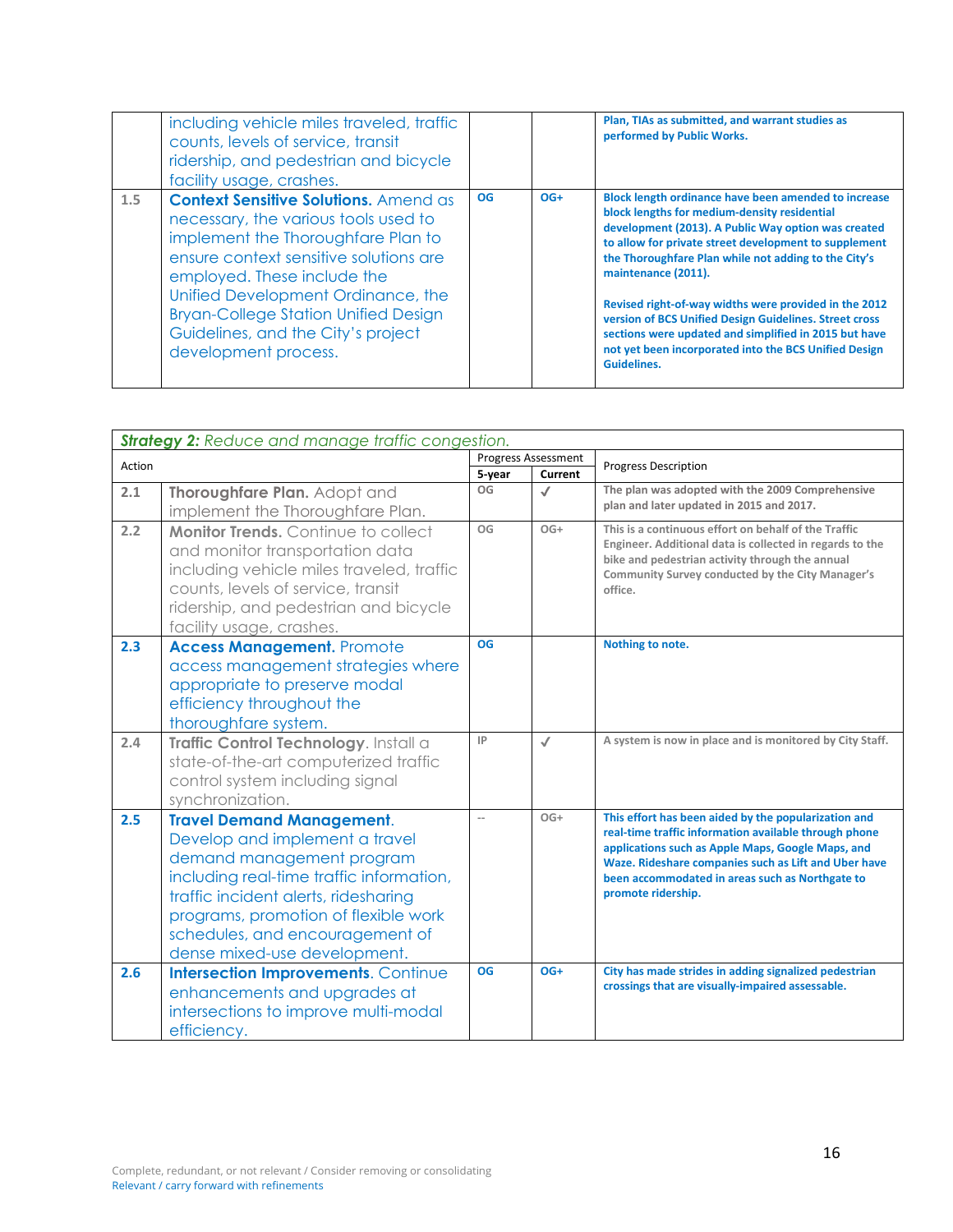| | | | | |
|---|---|---|---|---|
| | including vehicle miles traveled, traffic counts, levels of service, transit ridership, and pedestrian and bicycle facility usage, crashes. | | | Plan, TIAs as submitted, and warrant studies as performed by Public Works. |
| 1.5 | **Context Sensitive Solutions.** Amend as necessary, the various tools used to implement the Thoroughfare Plan to ensure context sensitive solutions are employed. These include the Unified Development Ordinance, the Bryan-College Station Unified Design Guidelines, and the City's project development process. | OG | OG+ | Block length ordinance have been amended to increase block lengths for medium-density residential development (2013). A Public Way option was created to allow for private street development to supplement the Thoroughfare Plan while not adding to the City's maintenance (2011).<br><br>Revised right-of-way widths were provided in the 2012 version of BCS Unified Design Guidelines. Street cross sections were updated and simplified in 2015 but have not yet been incorporated into the BCS Unified Design Guidelines. |

| ***Strategy 2:*** *Reduce and manage traffic congestion.* | | | | |
|---|---|---|---|---|
| Action | | Progress Assessment | | Progress Description |
| | | **5-year** | **Current** | |
| 2.1 | **Thoroughfare Plan.** Adopt and implement the Thoroughfare Plan. | OG | ✓ | The plan was adopted with the 2009 Comprehensive plan and later updated in 2015 and 2017. |
| 2.2 | **Monitor Trends.** Continue to collect and monitor transportation data including vehicle miles traveled, traffic counts, levels of service, transit ridership, and pedestrian and bicycle facility usage, crashes. | OG | OG+ | This is a continuous effort on behalf of the Traffic Engineer. Additional data is collected in regards to the bike and pedestrian activity through the annual Community Survey conducted by the City Manager's office. |
| 2.3 | **Access Management.** Promote access management strategies where appropriate to preserve modal efficiency throughout the thoroughfare system. | OG | | Nothing to note. |
| 2.4 | **Traffic Control Technology.** Install a state-of-the-art computerized traffic control system including signal synchronization. | IP | ✓ | A system is now in place and is monitored by City Staff. |
| 2.5 | **Travel Demand Management.** Develop and implement a travel demand management program including real-time traffic information, traffic incident alerts, ridesharing programs, promotion of flexible work schedules, and encouragement of dense mixed-use development. | -- | OG+ | This effort has been aided by the popularization and real-time traffic information available through phone applications such as Apple Maps, Google Maps, and Waze. Rideshare companies such as Lift and Uber have been accommodated in areas such as Northgate to promote ridership. |
| 2.6 | **Intersection Improvements.** Continue enhancements and upgrades at intersections to improve multi-modal efficiency. | OG | OG+ | City has made strides in adding signalized pedestrian crossings that are visually-impaired assessable. |

Complete, redundant, or not relevant / Consider removing or consolidating
Relevant / carry forward with refinements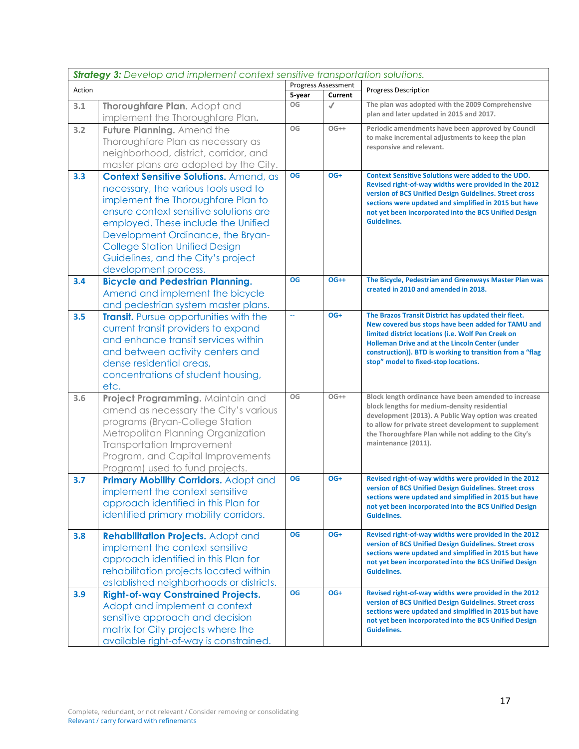| *Strategy 3: Develop and implement context sensitive transportation solutions.* | | | | |
|---|---|---|---|---|
| Action | | Progress Assessment | | Progress Description |
| | | 5-year | Current | |
| 3.1 | **Thoroughfare Plan.** Adopt and implement the Thoroughfare Plan. | OG | ✓ | The plan was adopted with the 2009 Comprehensive plan and later updated in 2015 and 2017. |
| 3.2 | **Future Planning.** Amend the Thoroughfare Plan as necessary as neighborhood, district, corridor, and master plans are adopted by the City. | OG | OG++ | Periodic amendments have been approved by Council to make incremental adjustments to keep the plan responsive and relevant. |
| 3.3 | **Context Sensitive Solutions.** Amend, as necessary, the various tools used to implement the Thoroughfare Plan to ensure context sensitive solutions are employed. These include the Unified Development Ordinance, the Bryan-College Station Unified Design Guidelines, and the City's project development process. | OG | OG+ | Context Sensitive Solutions were added to the UDO. Revised right-of-way widths were provided in the 2012 version of BCS Unified Design Guidelines. Street cross sections were updated and simplified in 2015 but have not yet been incorporated into the BCS Unified Design Guidelines. |
| 3.4 | **Bicycle and Pedestrian Planning.** Amend and implement the bicycle and pedestrian system master plans. | OG | OG++ | The Bicycle, Pedestrian and Greenways Master Plan was created in 2010 and amended in 2018. |
| 3.5 | **Transit.** Pursue opportunities with the current transit providers to expand and enhance transit services within and between activity centers and dense residential areas, concentrations of student housing, etc. | -- | OG+ | The Brazos Transit District has updated their fleet. New covered bus stops have been added for TAMU and limited district locations (i.e. Wolf Pen Creek on Holleman Drive and at the Lincoln Center (under construction)). BTD is working to transition from a "flag stop" model to fixed-stop locations. |
| 3.6 | **Project Programming.** Maintain and amend as necessary the City's various programs (Bryan-College Station Metropolitan Planning Organization Transportation Improvement Program, and Capital Improvements Program) used to fund projects. | OG | OG++ | Block length ordinance have been amended to increase block lengths for medium-density residential development (2013). A Public Way option was created to allow for private street development to supplement the Thoroughfare Plan while not adding to the City's maintenance (2011). |
| 3.7 | **Primary Mobility Corridors.** Adopt and implement the context sensitive approach identified in this Plan for identified primary mobility corridors. | OG | OG+ | Revised right-of-way widths were provided in the 2012 version of BCS Unified Design Guidelines. Street cross sections were updated and simplified in 2015 but have not yet been incorporated into the BCS Unified Design Guidelines. |
| 3.8 | **Rehabilitation Projects.** Adopt and implement the context sensitive approach identified in this Plan for rehabilitation projects located within established neighborhoods or districts. | OG | OG+ | Revised right-of-way widths were provided in the 2012 version of BCS Unified Design Guidelines. Street cross sections were updated and simplified in 2015 but have not yet been incorporated into the BCS Unified Design Guidelines. |
| 3.9 | **Right-of-way Constrained Projects.** Adopt and implement a context sensitive approach and decision matrix for City projects where the available right-of-way is constrained. | OG | OG+ | Revised right-of-way widths were provided in the 2012 version of BCS Unified Design Guidelines. Street cross sections were updated and simplified in 2015 but have not yet been incorporated into the BCS Unified Design Guidelines. |

Complete, redundant, or not relevant / Consider removing or consolidating
Relevant / carry forward with refinements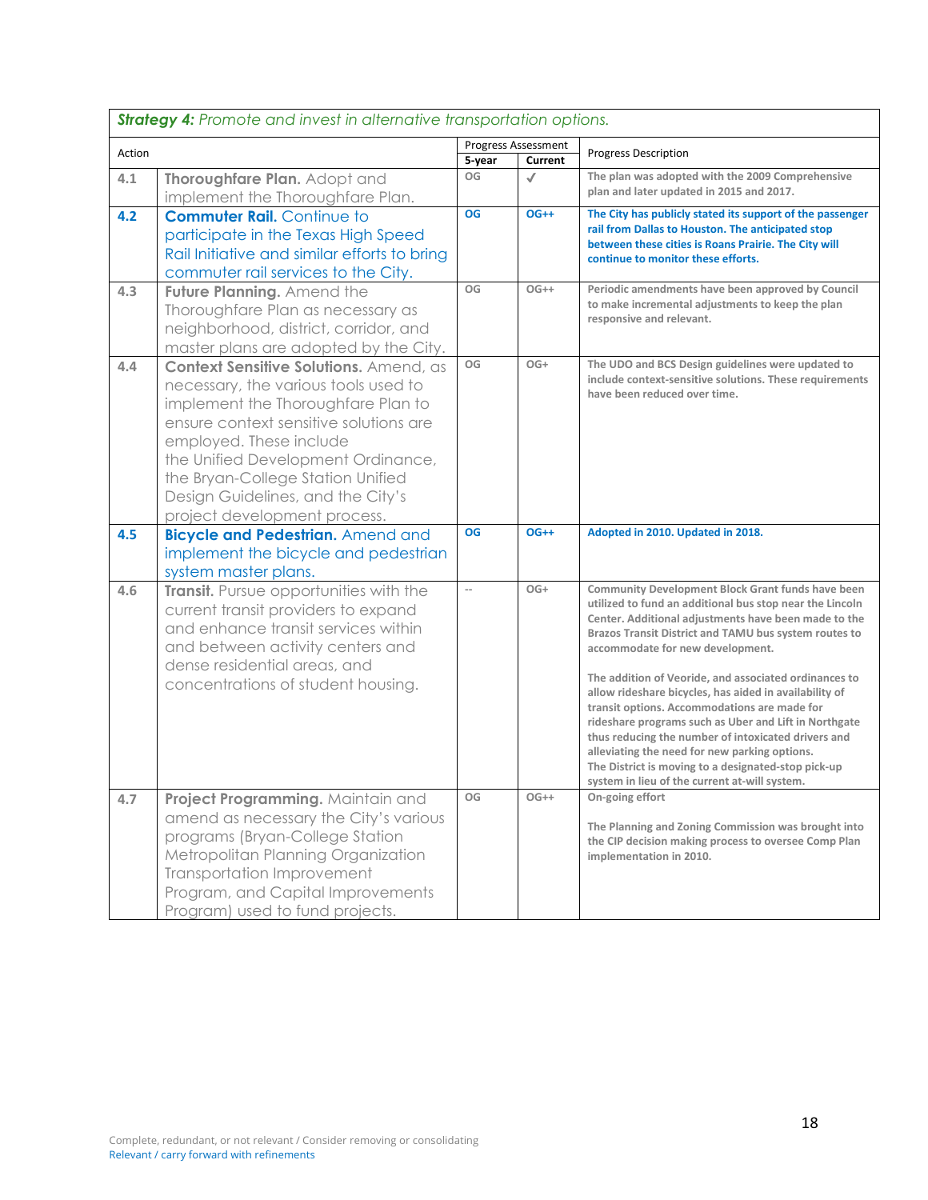| ***Strategy 4:*** *Promote and invest in alternative transportation options.* | | | | |
|---|---|---|---|---|
| Action | | Progress Assessment | | Progress Description |
| | | 5-year | Current | |
| 4.1 | **Thoroughfare Plan.** Adopt and implement the Thoroughfare Plan. | OG | ✓ | The plan was adopted with the 2009 Comprehensive plan and later updated in 2015 and 2017. |
| 4.2 | **Commuter Rail.** Continue to participate in the Texas High Speed Rail Initiative and similar efforts to bring commuter rail services to the City. | OG | OG++ | The City has publicly stated its support of the passenger rail from Dallas to Houston. The anticipated stop between these cities is Roans Prairie. The City will continue to monitor these efforts. |
| 4.3 | **Future Planning.** Amend the Thoroughfare Plan as necessary as neighborhood, district, corridor, and master plans are adopted by the City. | OG | OG++ | Periodic amendments have been approved by Council to make incremental adjustments to keep the plan responsive and relevant. |
| 4.4 | **Context Sensitive Solutions.** Amend, as necessary, the various tools used to implement the Thoroughfare Plan to ensure context sensitive solutions are employed. These include the Unified Development Ordinance, the Bryan-College Station Unified Design Guidelines, and the City's project development process. | OG | OG+ | The UDO and BCS Design guidelines were updated to include context-sensitive solutions. These requirements have been reduced over time. |
| 4.5 | **Bicycle and Pedestrian.** Amend and implement the bicycle and pedestrian system master plans. | OG | OG++ | Adopted in 2010. Updated in 2018. |
| 4.6 | **Transit.** Pursue opportunities with the current transit providers to expand and enhance transit services within and between activity centers and dense residential areas, and concentrations of student housing. | -- | OG+ | Community Development Block Grant funds have been utilized to fund an additional bus stop near the Lincoln Center. Additional adjustments have been made to the Brazos Transit District and TAMU bus system routes to accommodate for new development.<br><br>The addition of Veoride, and associated ordinances to allow rideshare bicycles, has aided in availability of transit options. Accommodations are made for rideshare programs such as Uber and Lift in Northgate thus reducing the number of intoxicated drivers and alleviating the need for new parking options.<br>The District is moving to a designated-stop pick-up system in lieu of the current at-will system. |
| 4.7 | **Project Programming.** Maintain and amend as necessary the City's various programs (Bryan-College Station Metropolitan Planning Organization Transportation Improvement Program, and Capital Improvements Program) used to fund projects. | OG | OG++ | On-going effort<br><br>The Planning and Zoning Commission was brought into the CIP decision making process to oversee Comp Plan implementation in 2010. |

Complete, redundant, or not relevant / Consider removing or consolidating
Relevant / carry forward with refinements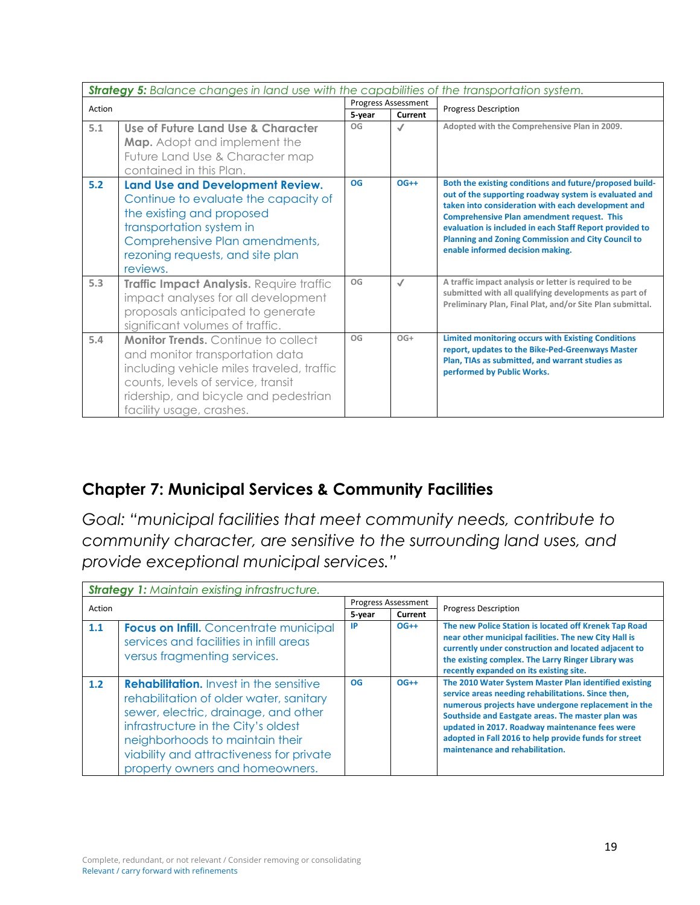| *Strategy 5: Balance changes in land use with the capabilities of the transportation system.* | | | | |
|---|---|---|---|---|
| Action | | Progress Assessment | | Progress Description |
| | | 5-year | Current | |
| 5.1 | **Use of Future Land Use & Character Map.** Adopt and implement the Future Land Use & Character map contained in this Plan. | OG | ✓ | Adopted with the Comprehensive Plan in 2009. |
| 5.2 | **Land Use and Development Review.** Continue to evaluate the capacity of the existing and proposed transportation system in Comprehensive Plan amendments, rezoning requests, and site plan reviews. | OG | OG++ | Both the existing conditions and future/proposed build-out of the supporting roadway system is evaluated and taken into consideration with each development and Comprehensive Plan amendment request. This evaluation is included in each Staff Report provided to Planning and Zoning Commission and City Council to enable informed decision making. |
| 5.3 | **Traffic Impact Analysis.** Require traffic impact analyses for all development proposals anticipated to generate significant volumes of traffic. | OG | ✓ | A traffic impact analysis or letter is required to be submitted with all qualifying developments as part of Preliminary Plan, Final Plat, and/or Site Plan submittal. |
| 5.4 | **Monitor Trends.** Continue to collect and monitor transportation data including vehicle miles traveled, traffic counts, levels of service, transit ridership, and bicycle and pedestrian facility usage, crashes. | OG | OG+ | Limited monitoring occurs with Existing Conditions report, updates to the Bike-Ped-Greenways Master Plan, TIAs as submitted, and warrant studies as performed by Public Works. |

## Chapter 7: Municipal Services & Community Facilities

*Goal: "municipal facilities that meet community needs, contribute to community character, are sensitive to the surrounding land uses, and provide exceptional municipal services."*

| *Strategy 1: Maintain existing infrastructure.* | | | | |
|---|---|---|---|---|
| Action | | Progress Assessment | | Progress Description |
| | | 5-year | Current | |
| 1.1 | **Focus on Infill.** Concentrate municipal services and facilities in infill areas versus fragmenting services. | IP | OG++ | The new Police Station is located off Krenek Tap Road near other municipal facilities. The new City Hall is currently under construction and located adjacent to the existing complex. The Larry Ringer Library was recently expanded on its existing site. |
| 1.2 | **Rehabilitation.** Invest in the sensitive rehabilitation of older water, sanitary sewer, electric, drainage, and other infrastructure in the City's oldest neighborhoods to maintain their viability and attractiveness for private property owners and homeowners. | OG | OG++ | The 2010 Water System Master Plan identified existing service areas needing rehabilitations. Since then, numerous projects have undergone replacement in the Southside and Eastgate areas. The master plan was updated in 2017. Roadway maintenance fees were adopted in Fall 2016 to help provide funds for street maintenance and rehabilitation. |

Complete, redundant, or not relevant / Consider removing or consolidating
Relevant / carry forward with refinements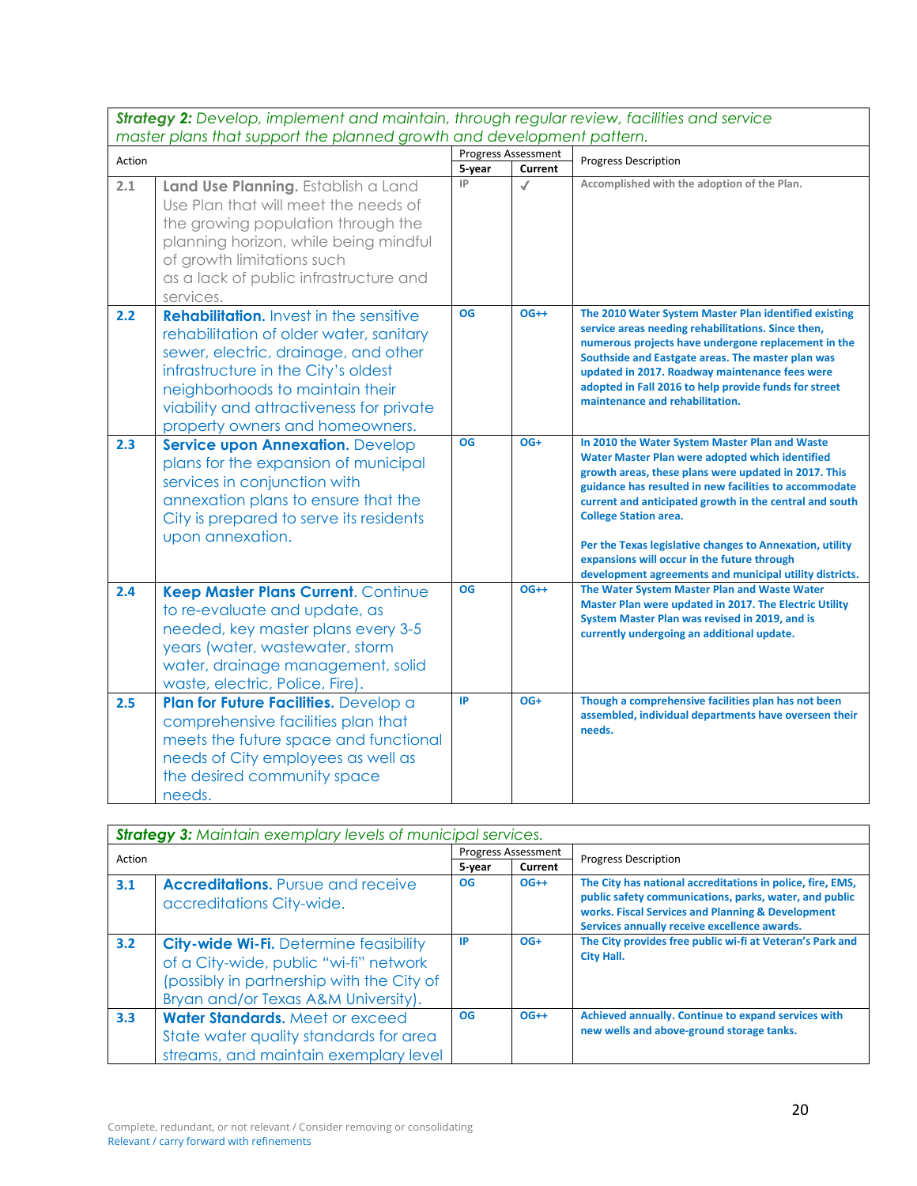| ***Strategy 2:*** *Develop, implement and maintain, through regular review, facilities and service master plans that support the planned growth and development pattern.* | | | | |
|---|---|---|---|---|
| Action | | Progress Assessment | | Progress Description |
| | | **5-year** | **Current** | |
| 2.1 | **Land Use Planning.** Establish a Land Use Plan that will meet the needs of the growing population through the planning horizon, while being mindful of growth limitations such as a lack of public infrastructure and services. | IP | ✓ | **Accomplished with the adoption of the Plan.** |
| **2.2** | **Rehabilitation.** Invest in the sensitive rehabilitation of older water, sanitary sewer, electric, drainage, and other infrastructure in the City's oldest neighborhoods to maintain their viability and attractiveness for private property owners and homeowners. | **OG** | **OG++** | **The 2010 Water System Master Plan identified existing service areas needing rehabilitations. Since then, numerous projects have undergone replacement in the Southside and Eastgate areas. The master plan was updated in 2017. Roadway maintenance fees were adopted in Fall 2016 to help provide funds for street maintenance and rehabilitation.** |
| **2.3** | **Service upon Annexation.** Develop plans for the expansion of municipal services in conjunction with annexation plans to ensure that the City is prepared to serve its residents upon annexation. | **OG** | **OG+** | **In 2010 the Water System Master Plan and Waste Water Master Plan were adopted which identified growth areas, these plans were updated in 2017. This guidance has resulted in new facilities to accommodate current and anticipated growth in the central and south College Station area.** <br><br> **Per the Texas legislative changes to Annexation, utility expansions will occur in the future through development agreements and municipal utility districts.** |
| **2.4** | **Keep Master Plans Current**. Continue to re-evaluate and update, as needed, key master plans every 3-5 years (water, wastewater, storm water, drainage management, solid waste, electric, Police, Fire). | **OG** | **OG++** | **The Water System Master Plan and Waste Water Master Plan were updated in 2017. The Electric Utility System Master Plan was revised in 2019, and is currently undergoing an additional update.** |
| **2.5** | **Plan for Future Facilities.** Develop a comprehensive facilities plan that meets the future space and functional needs of City employees as well as the desired community space needs. | **IP** | **OG+** | **Though a comprehensive facilities plan has not been assembled, individual departments have overseen their needs.** |

| ***Strategy 3:*** *Maintain exemplary levels of municipal services.* | | | | |
|---|---|---|---|---|
| Action | | Progress Assessment | | Progress Description |
| | | **5-year** | **Current** | |
| **3.1** | **Accreditations.** Pursue and receive accreditations City-wide. | **OG** | **OG++** | **The City has national accreditations in police, fire, EMS, public safety communications, parks, water, and public works. Fiscal Services and Planning & Development Services annually receive excellence awards.** |
| **3.2** | **City-wide Wi-Fi.** Determine feasibility of a City-wide, public "wi-fi" network (possibly in partnership with the City of Bryan and/or Texas A&M University). | **IP** | **OG+** | **The City provides free public wi-fi at Veteran's Park and City Hall.** |
| **3.3** | **Water Standards.** Meet or exceed State water quality standards for area streams, and maintain exemplary level | **OG** | **OG++** | **Achieved annually. Continue to expand services with new wells and above-ground storage tanks.** |

Complete, redundant, or not relevant / Consider removing or consolidating
Relevant / carry forward with refinements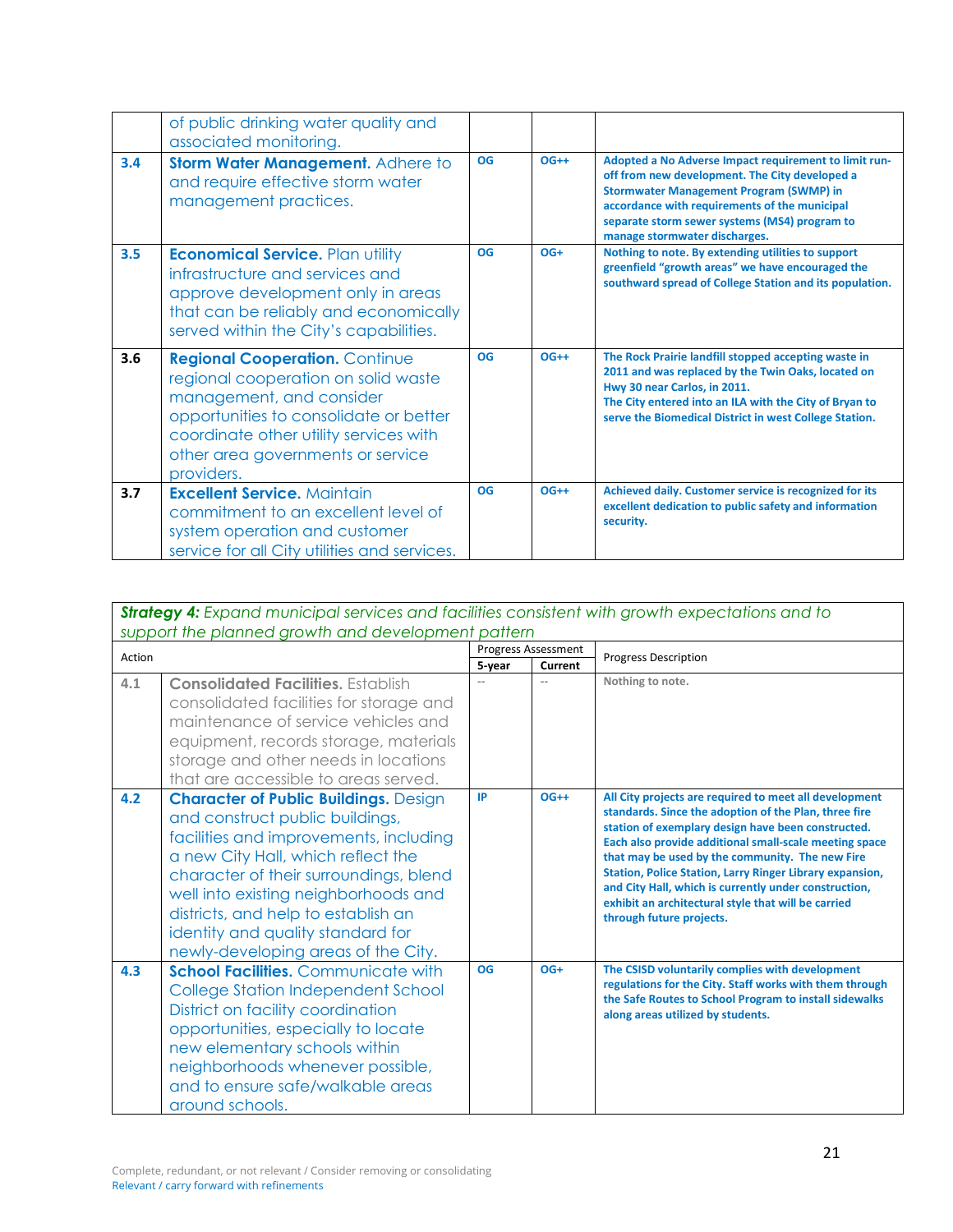| | | | | |
|---|---|---|---|---|
| | of public drinking water quality and associated monitoring. | | | |
| 3.4 | **Storm Water Management.** Adhere to and require effective storm water management practices. | OG | OG++ | **Adopted a No Adverse Impact requirement to limit run-off from new development. The City developed a Stormwater Management Program (SWMP) in accordance with requirements of the municipal separate storm sewer systems (MS4) program to manage stormwater discharges.** |
| 3.5 | **Economical Service.** Plan utility infrastructure and services and approve development only in areas that can be reliably and economically served within the City's capabilities. | OG | OG+ | **Nothing to note. By extending utilities to support greenfield "growth areas" we have encouraged the southward spread of College Station and its population.** |
| 3.6 | **Regional Cooperation.** Continue regional cooperation on solid waste management, and consider opportunities to consolidate or better coordinate other utility services with other area governments or service providers. | OG | OG++ | **The Rock Prairie landfill stopped accepting waste in 2011 and was replaced by the Twin Oaks, located on Hwy 30 near Carlos, in 2011. The City entered into an ILA with the City of Bryan to serve the Biomedical District in west College Station.** |
| 3.7 | **Excellent Service.** Maintain commitment to an excellent level of system operation and customer service for all City utilities and services. | OG | OG++ | **Achieved daily. Customer service is recognized for its excellent dedication to public safety and information security.** |

***Strategy 4:*** *Expand municipal services and facilities consistent with growth expectations and to support the planned growth and development pattern*

| Action | | Progress Assessment | | Progress Description |
|---|---|---|---|---|
| | | **5-year** | **Current** | |
| 4.1 | **Consolidated Facilities.** Establish consolidated facilities for storage and maintenance of service vehicles and equipment, records storage, materials storage and other needs in locations that are accessible to areas served. | -- | -- | **Nothing to note.** |
| 4.2 | **Character of Public Buildings.** Design and construct public buildings, facilities and improvements, including a new City Hall, which reflect the character of their surroundings, blend well into existing neighborhoods and districts, and help to establish an identity and quality standard for newly-developing areas of the City. | IP | OG++ | **All City projects are required to meet all development standards. Since the adoption of the Plan, three fire station of exemplary design have been constructed. Each also provide additional small-scale meeting space that may be used by the community. The new Fire Station, Police Station, Larry Ringer Library expansion, and City Hall, which is currently under construction, exhibit an architectural style that will be carried through future projects.** |
| 4.3 | **School Facilities.** Communicate with College Station Independent School District on facility coordination opportunities, especially to locate new elementary schools within neighborhoods whenever possible, and to ensure safe/walkable areas around schools. | OG | OG+ | **The CSISD voluntarily complies with development regulations for the City. Staff works with them through the Safe Routes to School Program to install sidewalks along areas utilized by students.** |

Complete, redundant, or not relevant / Consider removing or consolidating
Relevant / carry forward with refinements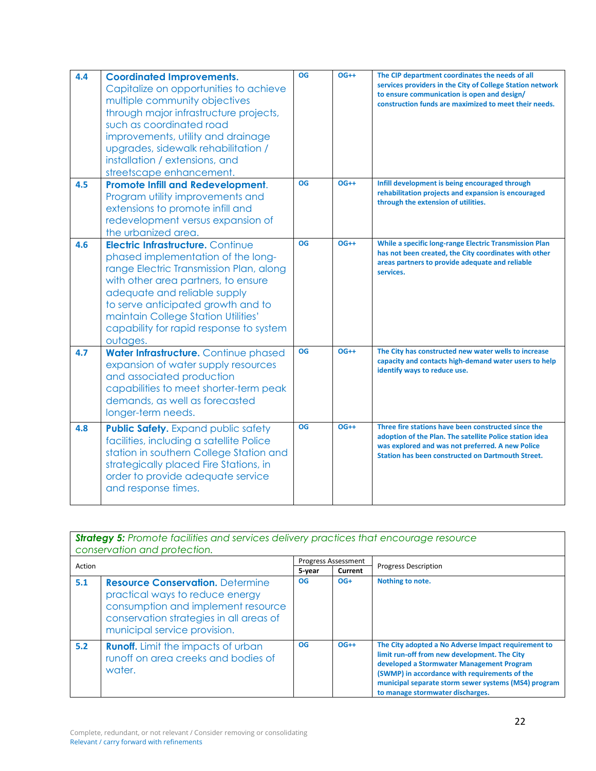| | | | | |
|---|---|---|---|---|
| 4.4 | **Coordinated Improvements.** Capitalize on opportunities to achieve multiple community objectives through major infrastructure projects, such as coordinated road improvements, utility and drainage upgrades, sidewalk rehabilitation / installation / extensions, and streetscape enhancement. | OG | OG++ | **The CIP department coordinates the needs of all services providers in the City of College Station network to ensure communication is open and design/ construction funds are maximized to meet their needs.** |
| 4.5 | **Promote Infill and Redevelopment.** Program utility improvements and extensions to promote infill and redevelopment versus expansion of the urbanized area. | OG | OG++ | **Infill development is being encouraged through rehabilitation projects and expansion is encouraged through the extension of utilities.** |
| 4.6 | **Electric Infrastructure.** Continue phased implementation of the long-range Electric Transmission Plan, along with other area partners, to ensure adequate and reliable supply to serve anticipated growth and to maintain College Station Utilities' capability for rapid response to system outages. | OG | OG++ | **While a specific long-range Electric Transmission Plan has not been created, the City coordinates with other areas partners to provide adequate and reliable services.** |
| 4.7 | **Water Infrastructure.** Continue phased expansion of water supply resources and associated production capabilities to meet shorter-term peak demands, as well as forecasted longer-term needs. | OG | OG++ | **The City has constructed new water wells to increase capacity and contacts high-demand water users to help identify ways to reduce use.** |
| 4.8 | **Public Safety.** Expand public safety facilities, including a satellite Police station in southern College Station and strategically placed Fire Stations, in order to provide adequate service and response times. | OG | OG++ | **Three fire stations have been constructed since the adoption of the Plan. The satellite Police station idea was explored and was not preferred. A new Police Station has been constructed on Dartmouth Street.** |

| ***Strategy 5:*** *Promote facilities and services delivery practices that encourage resource conservation and protection.* | | | | |
|---|---|---|---|---|
| Action | | Progress Assessment | | Progress Description |
| | | 5-year | Current | |
| 5.1 | **Resource Conservation.** Determine practical ways to reduce energy consumption and implement resource conservation strategies in all areas of municipal service provision. | OG | OG+ | **Nothing to note.** |
| 5.2 | **Runoff.** Limit the impacts of urban runoff on area creeks and bodies of water. | OG | OG++ | **The City adopted a No Adverse Impact requirement to limit run-off from new development. The City developed a Stormwater Management Program (SWMP) in accordance with requirements of the municipal separate storm sewer systems (MS4) program to manage stormwater discharges.** |

Complete, redundant, or not relevant / Consider removing or consolidating
Relevant / carry forward with refinements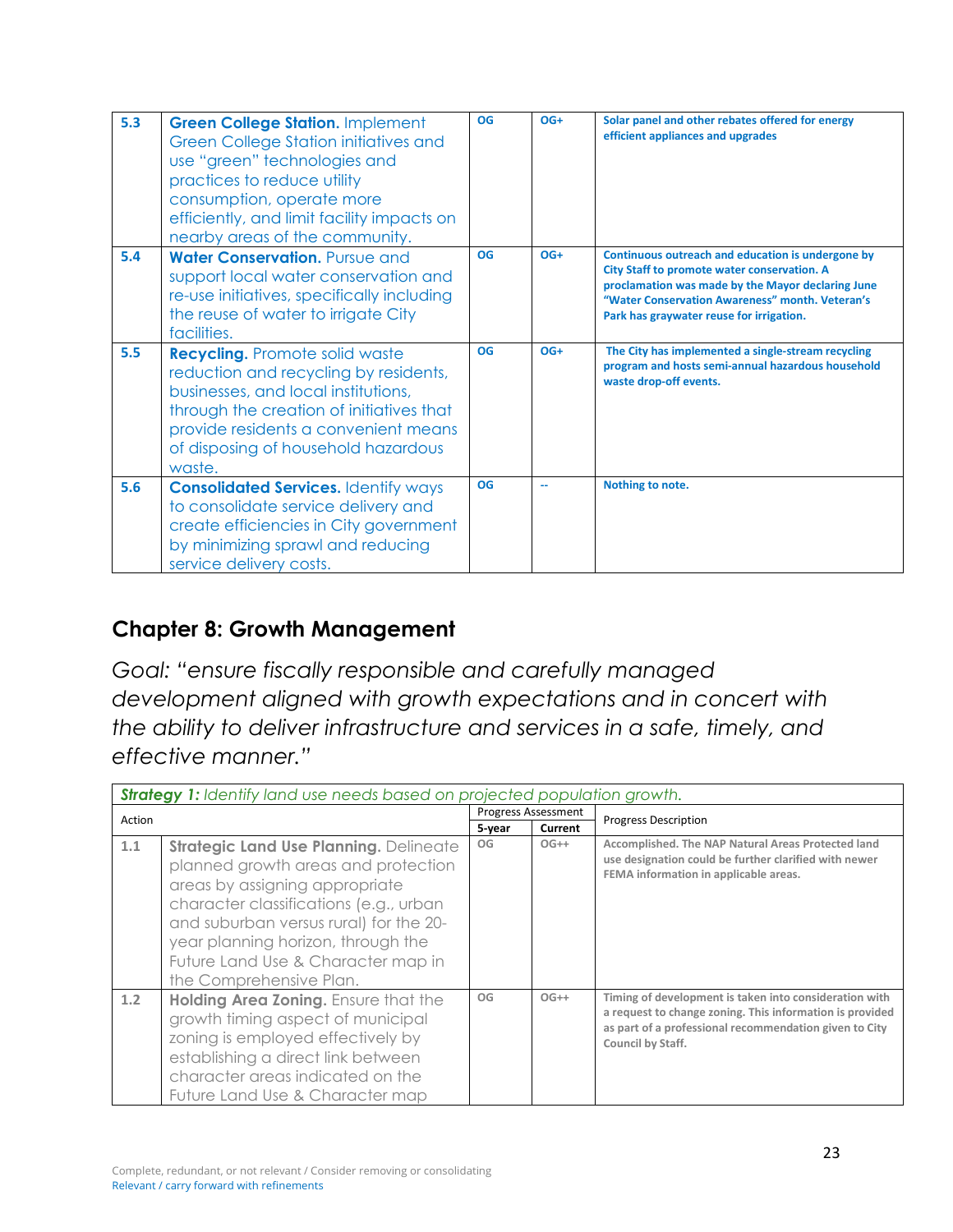| | | | | |
|---|---|---|---|---|
| 5.3 | **Green College Station.** Implement Green College Station initiatives and use "green" technologies and practices to reduce utility consumption, operate more efficiently, and limit facility impacts on nearby areas of the community. | OG | OG+ | **Solar panel and other rebates offered for energy efficient appliances and upgrades** |
| 5.4 | **Water Conservation.** Pursue and support local water conservation and re-use initiatives, specifically including the reuse of water to irrigate City facilities. | OG | OG+ | **Continuous outreach and education is undergone by City Staff to promote water conservation. A proclamation was made by the Mayor declaring June "Water Conservation Awareness" month. Veteran's Park has graywater reuse for irrigation.** |
| 5.5 | **Recycling.** Promote solid waste reduction and recycling by residents, businesses, and local institutions, through the creation of initiatives that provide residents a convenient means of disposing of household hazardous waste. | OG | OG+ | **The City has implemented a single-stream recycling program and hosts semi-annual hazardous household waste drop-off events.** |
| 5.6 | **Consolidated Services.** Identify ways to consolidate service delivery and create efficiencies in City government by minimizing sprawl and reducing service delivery costs. | OG | -- | **Nothing to note.** |

## Chapter 8: Growth Management

*Goal: "ensure fiscally responsible and carefully managed development aligned with growth expectations and in concert with the ability to deliver infrastructure and services in a safe, timely, and effective manner."*

| ***Strategy 1:*** *Identify land use needs based on projected population growth.* | | | | |
|---|---|---|---|---|
| Action | | Progress Assessment | | Progress Description |
| | | **5-year** | **Current** | |
| 1.1 | **Strategic Land Use Planning.** Delineate planned growth areas and protection areas by assigning appropriate character classifications (e.g., urban and suburban versus rural) for the 20-year planning horizon, through the Future Land Use & Character map in the Comprehensive Plan. | OG | OG++ | **Accomplished. The NAP Natural Areas Protected land use designation could be further clarified with newer FEMA information in applicable areas.** |
| 1.2 | **Holding Area Zoning.** Ensure that the growth timing aspect of municipal zoning is employed effectively by establishing a direct link between character areas indicated on the Future Land Use & Character map | OG | OG++ | **Timing of development is taken into consideration with a request to change zoning. This information is provided as part of a professional recommendation given to City Council by Staff.** |

Complete, redundant, or not relevant / Consider removing or consolidating
Relevant / carry forward with refinements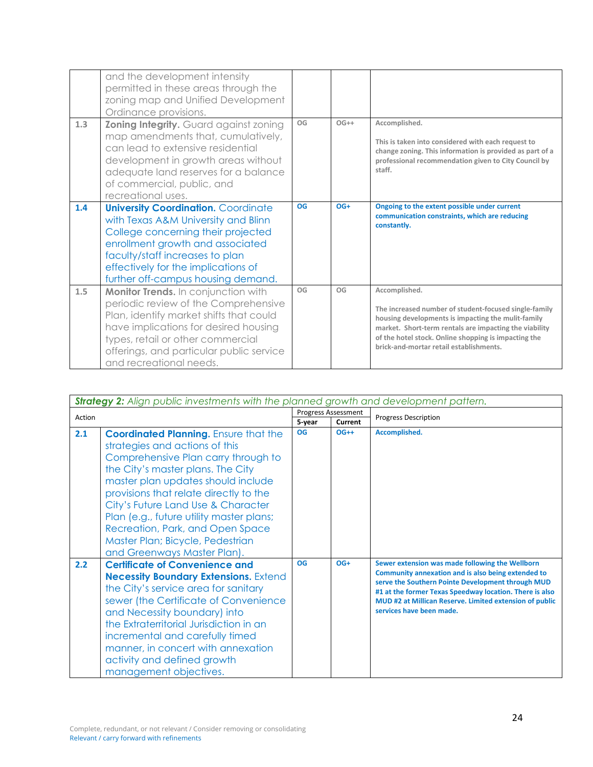|  | and the development intensity permitted in these areas through the zoning map and Unified Development Ordinance provisions. |  |  |  |
|---|---|---|---|---|
| 1.3 | **Zoning Integrity.** Guard against zoning map amendments that, cumulatively, can lead to extensive residential development in growth areas without adequate land reserves for a balance of commercial, public, and recreational uses. | OG | OG++ | **Accomplished.**<br><br>**This is taken into considered with each request to change zoning. This information is provided as part of a professional recommendation given to City Council by staff.** |
| 1.4 | **University Coordination.** Coordinate with Texas A&M University and Blinn College concerning their projected enrollment growth and associated faculty/staff increases to plan effectively for the implications of further off-campus housing demand. | OG | OG+ | **Ongoing to the extent possible under current communication constraints, which are reducing constantly.** |
| 1.5 | **Monitor Trends.** In conjunction with periodic review of the Comprehensive Plan, identify market shifts that could have implications for desired housing types, retail or other commercial offerings, and particular public service and recreational needs. | OG | OG | **Accomplished.**<br><br>**The increased number of student-focused single-family housing developments is impacting the mulit-family market. Short-term rentals are impacting the viability of the hotel stock. Online shopping is impacting the brick-and-mortar retail establishments.** |

| ***Strategy 2:*** *Align public investments with the planned growth and development pattern.* | | | | |
|---|---|---|---|---|
| Action | | Progress Assessment | | Progress Description |
| | | **5-year** | **Current** | |
| 2.1 | **Coordinated Planning.** Ensure that the strategies and actions of this Comprehensive Plan carry through to the City's master plans. The City master plan updates should include provisions that relate directly to the City's Future Land Use & Character Plan (e.g., future utility master plans; Recreation, Park, and Open Space Master Plan; Bicycle, Pedestrian and Greenways Master Plan). | OG | OG++ | **Accomplished.** |
| 2.2 | **Certificate of Convenience and Necessity Boundary Extensions.** Extend the City's service area for sanitary sewer (the Certificate of Convenience and Necessity boundary) into the Extraterritorial Jurisdiction in an incremental and carefully timed manner, in concert with annexation activity and defined growth management objectives. | OG | OG+ | **Sewer extension was made following the Wellborn Community annexation and is also being extended to serve the Southern Pointe Development through MUD #1 at the former Texas Speedway location. There is also MUD #2 at Millican Reserve. Limited extension of public services have been made.** |

Complete, redundant, or not relevant / Consider removing or consolidating
Relevant / carry forward with refinements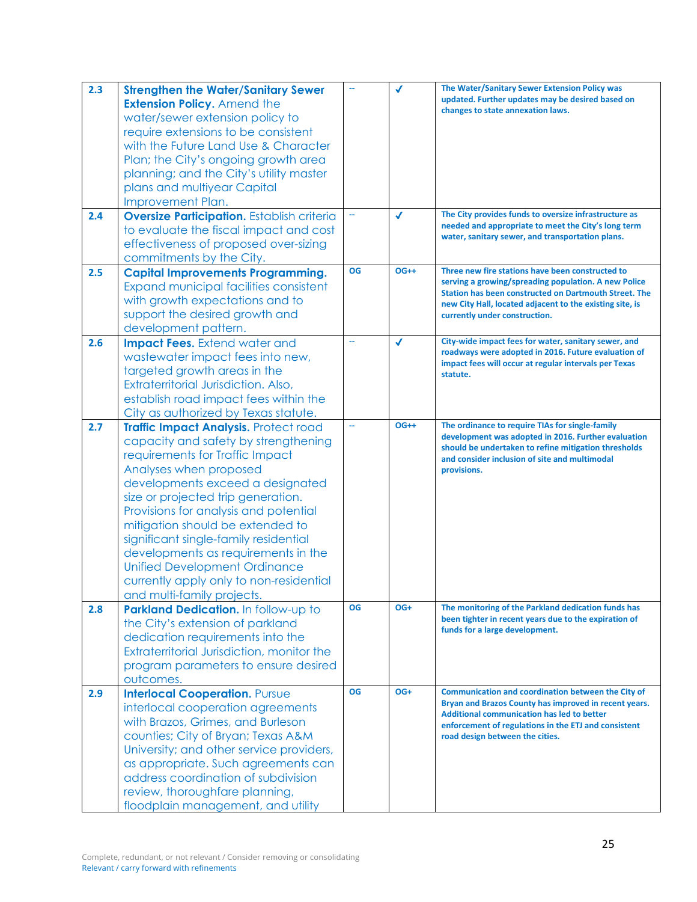| | | | | |
|---|---|---|---|---|
| 2.3 | **Strengthen the Water/Sanitary Sewer Extension Policy.** Amend the water/sewer extension policy to require extensions to be consistent with the Future Land Use & Character Plan; the City's ongoing growth area planning; and the City's utility master plans and multiyear Capital Improvement Plan. | -- | ✓ | **The Water/Sanitary Sewer Extension Policy was updated. Further updates may be desired based on changes to state annexation laws.** |
| 2.4 | **Oversize Participation.** Establish criteria to evaluate the fiscal impact and cost effectiveness of proposed over-sizing commitments by the City. | -- | ✓ | **The City provides funds to oversize infrastructure as needed and appropriate to meet the City's long term water, sanitary sewer, and transportation plans.** |
| 2.5 | **Capital Improvements Programming.** Expand municipal facilities consistent with growth expectations and to support the desired growth and development pattern. | OG | OG++ | **Three new fire stations have been constructed to serving a growing/spreading population. A new Police Station has been constructed on Dartmouth Street. The new City Hall, located adjacent to the existing site, is currently under construction.** |
| 2.6 | **Impact Fees.** Extend water and wastewater impact fees into new, targeted growth areas in the Extraterritorial Jurisdiction. Also, establish road impact fees within the City as authorized by Texas statute. | -- | ✓ | **City-wide impact fees for water, sanitary sewer, and roadways were adopted in 2016. Future evaluation of impact fees will occur at regular intervals per Texas statute.** |
| 2.7 | **Traffic Impact Analysis.** Protect road capacity and safety by strengthening requirements for Traffic Impact Analyses when proposed developments exceed a designated size or projected trip generation. Provisions for analysis and potential mitigation should be extended to significant single-family residential developments as requirements in the Unified Development Ordinance currently apply only to non-residential and multi-family projects. | -- | OG++ | **The ordinance to require TIAs for single-family development was adopted in 2016. Further evaluation should be undertaken to refine mitigation thresholds and consider inclusion of site and multimodal provisions.** |
| 2.8 | **Parkland Dedication.** In follow-up to the City's extension of parkland dedication requirements into the Extraterritorial Jurisdiction, monitor the program parameters to ensure desired outcomes. | OG | OG+ | **The monitoring of the Parkland dedication funds has been tighter in recent years due to the expiration of funds for a large development.** |
| 2.9 | **Interlocal Cooperation.** Pursue interlocal cooperation agreements with Brazos, Grimes, and Burleson counties; City of Bryan; Texas A&M University; and other service providers, as appropriate. Such agreements can address coordination of subdivision review, thoroughfare planning, floodplain management, and utility | OG | OG+ | **Communication and coordination between the City of Bryan and Brazos County has improved in recent years. Additional communication has led to better enforcement of regulations in the ETJ and consistent road design between the cities.** |

Complete, redundant, or not relevant / Consider removing or consolidating
Relevant / carry forward with refinements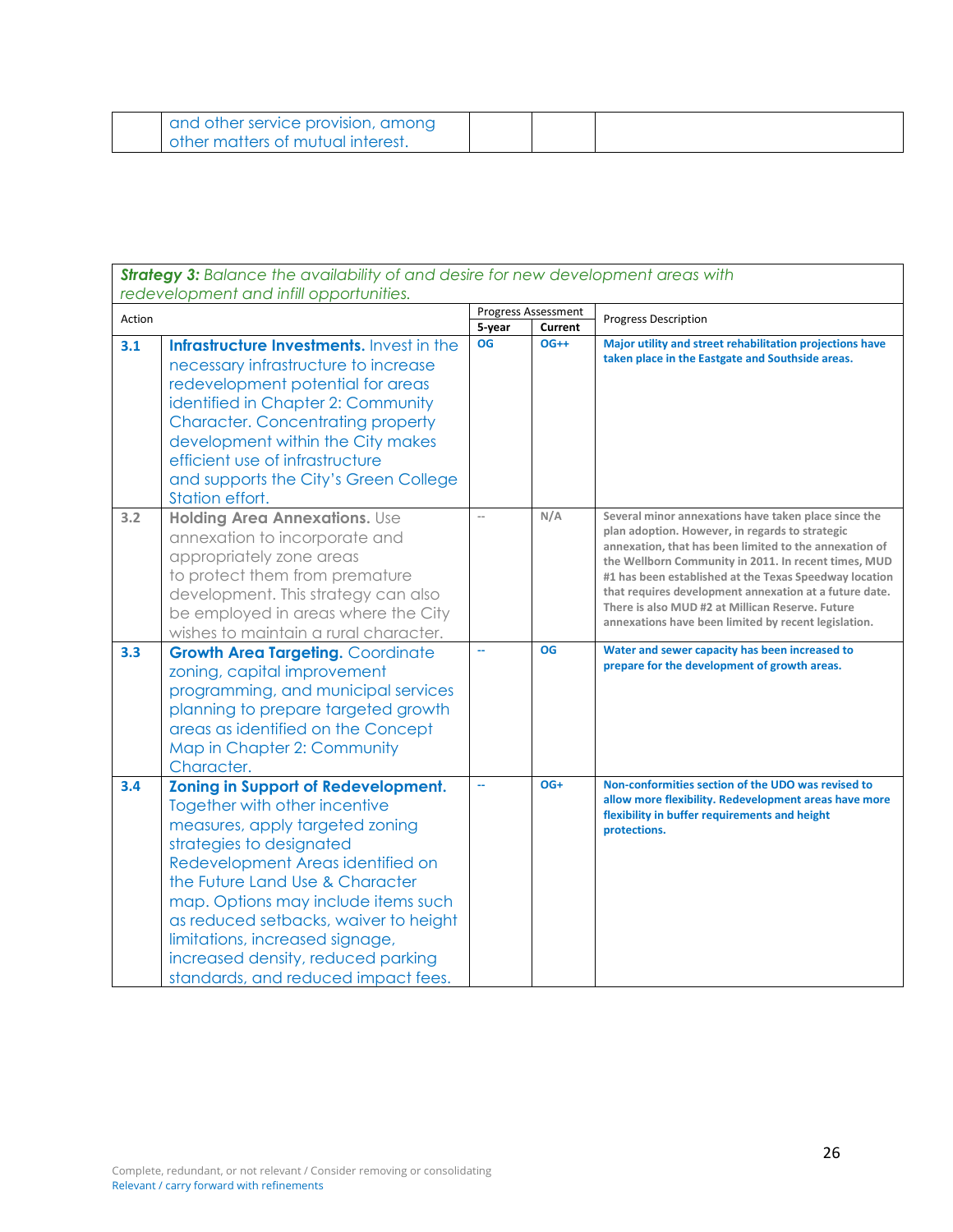| | and other service provision, among other matters of mutual interest. | | | |
|---|---|---|---|---|

| ***Strategy 3:*** *Balance the availability of and desire for new development areas with redevelopment and infill opportunities.* | | | | |
|---|---|---|---|---|
| Action | | Progress Assessment | | Progress Description |
| | | 5-year | Current | |
| 3.1 | **Infrastructure Investments.** Invest in the necessary infrastructure to increase redevelopment potential for areas identified in Chapter 2: Community Character. Concentrating property development within the City makes efficient use of infrastructure and supports the City's Green College Station effort. | OG | OG++ | Major utility and street rehabilitation projections have taken place in the Eastgate and Southside areas. |
| 3.2 | **Holding Area Annexations.** Use annexation to incorporate and appropriately zone areas to protect them from premature development. This strategy can also be employed in areas where the City wishes to maintain a rural character. | -- | N/A | Several minor annexations have taken place since the plan adoption. However, in regards to strategic annexation, that has been limited to the annexation of the Wellborn Community in 2011. In recent times, MUD #1 has been established at the Texas Speedway location that requires development annexation at a future date. There is also MUD #2 at Millican Reserve. Future annexations have been limited by recent legislation. |
| 3.3 | **Growth Area Targeting.** Coordinate zoning, capital improvement programming, and municipal services planning to prepare targeted growth areas as identified on the Concept Map in Chapter 2: Community Character. | -- | OG | Water and sewer capacity has been increased to prepare for the development of growth areas. |
| 3.4 | **Zoning in Support of Redevelopment.** Together with other incentive measures, apply targeted zoning strategies to designated Redevelopment Areas identified on the Future Land Use & Character map. Options may include items such as reduced setbacks, waiver to height limitations, increased signage, increased density, reduced parking standards, and reduced impact fees. | -- | OG+ | Non-conformities section of the UDO was revised to allow more flexibility. Redevelopment areas have more flexibility in buffer requirements and height protections. |

Complete, redundant, or not relevant / Consider removing or consolidating
Relevant / carry forward with refinements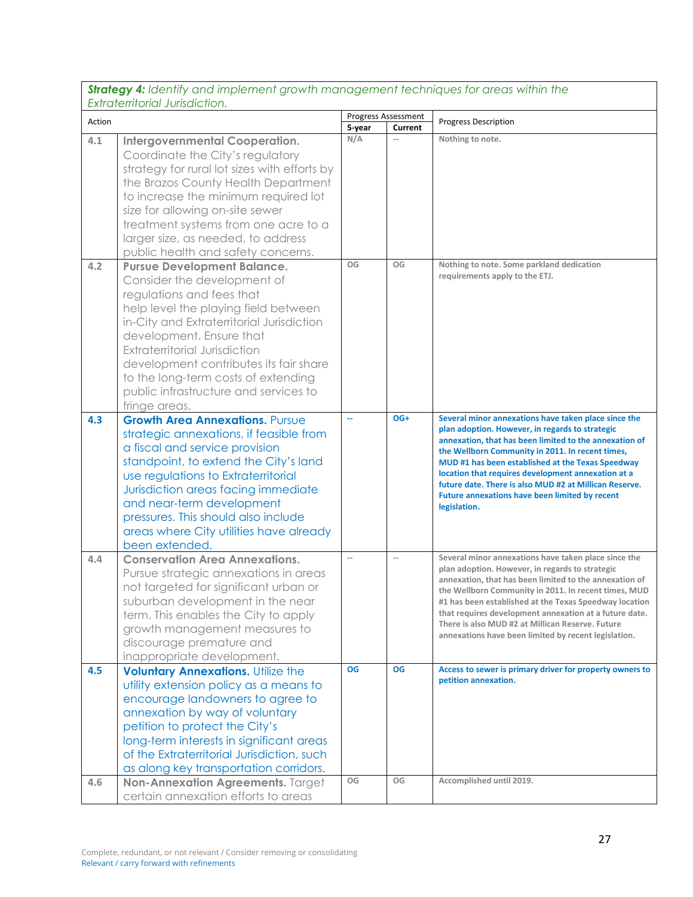| ***Strategy 4:** Identify and implement growth management techniques for areas within the Extraterritorial Jurisdiction.* | | | | |
|---|---|---|---|---|
| Action | | Progress Assessment | | Progress Description |
| | | 5-year | Current | |
| 4.1 | **Intergovernmental Cooperation.** Coordinate the City's regulatory strategy for rural lot sizes with efforts by the Brazos County Health Department to increase the minimum required lot size for allowing on-site sewer treatment systems from one acre to a larger size, as needed, to address public health and safety concerns. | N/A | -- | **Nothing to note.** |
| 4.2 | **Pursue Development Balance.** Consider the development of regulations and fees that help level the playing field between in-City and Extraterritorial Jurisdiction development. Ensure that Extraterritorial Jurisdiction development contributes its fair share to the long-term costs of extending public infrastructure and services to fringe areas. | OG | OG | **Nothing to note. Some parkland dedication requirements apply to the ETJ.** |
| 4.3 | **Growth Area Annexations.** Pursue strategic annexations, if feasible from a fiscal and service provision standpoint, to extend the City's land use regulations to Extraterritorial Jurisdiction areas facing immediate and near-term development pressures. This should also include areas where City utilities have already been extended. | -- | OG+ | **Several minor annexations have taken place since the plan adoption. However, in regards to strategic annexation, that has been limited to the annexation of the Wellborn Community in 2011. In recent times, MUD #1 has been established at the Texas Speedway location that requires development annexation at a future date. There is also MUD #2 at Millican Reserve. Future annexations have been limited by recent legislation.** |
| 4.4 | **Conservation Area Annexations.** Pursue strategic annexations in areas not targeted for significant urban or suburban development in the near term. This enables the City to apply growth management measures to discourage premature and inappropriate development. | -- | -- | **Several minor annexations have taken place since the plan adoption. However, in regards to strategic annexation, that has been limited to the annexation of the Wellborn Community in 2011. In recent times, MUD #1 has been established at the Texas Speedway location that requires development annexation at a future date. There is also MUD #2 at Millican Reserve. Future annexations have been limited by recent legislation.** |
| 4.5 | **Voluntary Annexations.** Utilize the utility extension policy as a means to encourage landowners to agree to annexation by way of voluntary petition to protect the City's long-term interests in significant areas of the Extraterritorial Jurisdiction, such as along key transportation corridors. | OG | OG | **Access to sewer is primary driver for property owners to petition annexation.** |
| 4.6 | **Non-Annexation Agreements.** Target certain annexation efforts to areas | OG | OG | **Accomplished until 2019.** |

Complete, redundant, or not relevant / Consider removing or consolidating
Relevant / carry forward with refinements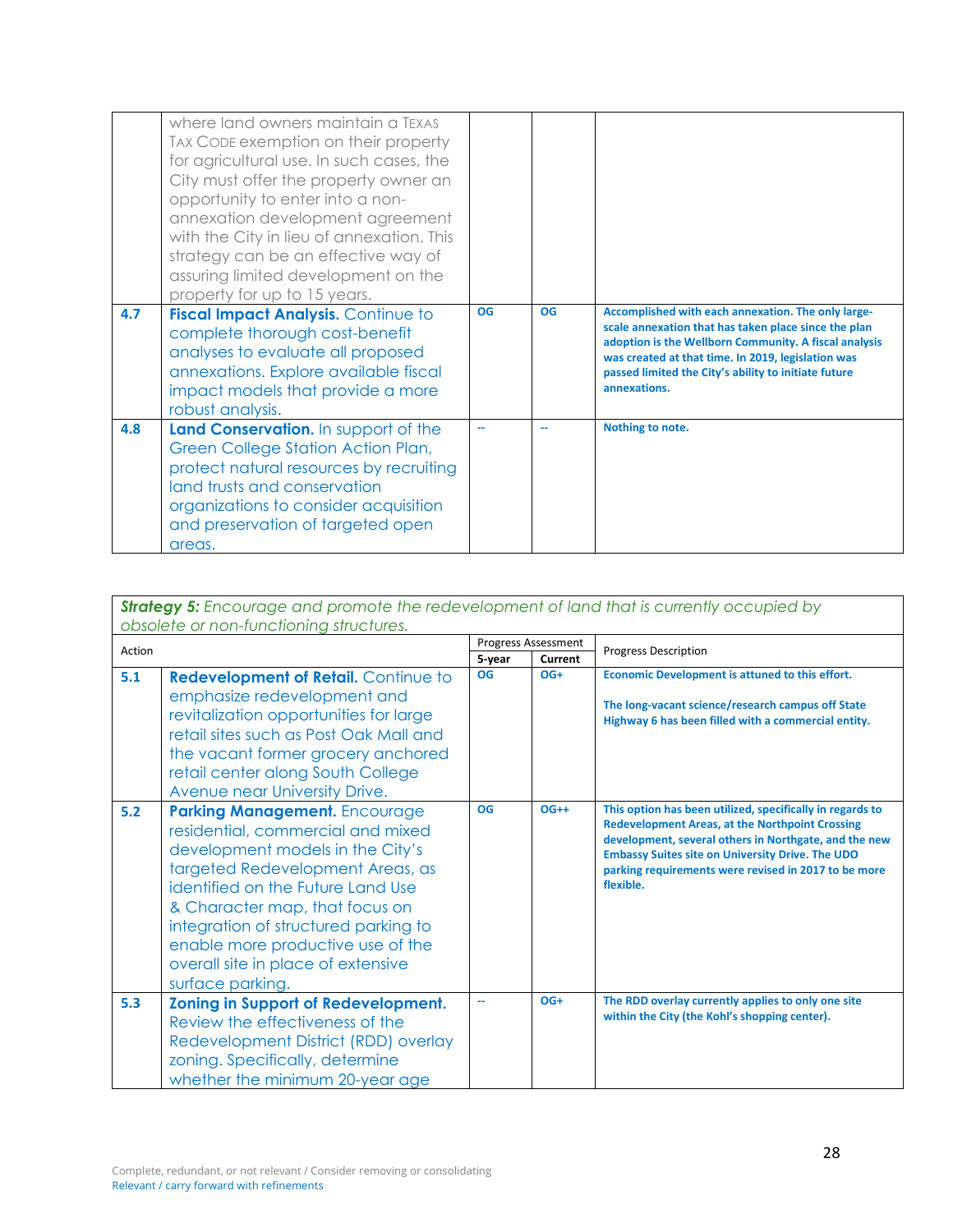| | | | | |
|---|---|---|---|---|
| | where land owners maintain a TEXAS TAX CODE exemption on their property for agricultural use. In such cases, the City must offer the property owner an opportunity to enter into a non-annexation development agreement with the City in lieu of annexation. This strategy can be an effective way of assuring limited development on the property for up to 15 years. | | | |
| 4.7 | **Fiscal Impact Analysis.** Continue to complete thorough cost-benefit analyses to evaluate all proposed annexations. Explore available fiscal impact models that provide a more robust analysis. | OG | OG | **Accomplished with each annexation. The only large-scale annexation that has taken place since the plan adoption is the Wellborn Community. A fiscal analysis was created at that time. In 2019, legislation was passed limited the City's ability to initiate future annexations.** |
| 4.8 | **Land Conservation.** In support of the Green College Station Action Plan, protect natural resources by recruiting land trusts and conservation organizations to consider acquisition and preservation of targeted open areas. | -- | -- | **Nothing to note.** |

***Strategy 5:*** *Encourage and promote the redevelopment of land that is currently occupied by obsolete or non-functioning structures.*

| Action | | Progress Assessment | | Progress Description |
|---|---|---|---|---|
| | | **5-year** | **Current** | |
| 5.1 | **Redevelopment of Retail.** Continue to emphasize redevelopment and revitalization opportunities for large retail sites such as Post Oak Mall and the vacant former grocery anchored retail center along South College Avenue near University Drive. | OG | OG+ | **Economic Development is attuned to this effort.**<br><br>**The long-vacant science/research campus off State Highway 6 has been filled with a commercial entity.** |
| 5.2 | **Parking Management.** Encourage residential, commercial and mixed development models in the City's targeted Redevelopment Areas, as identified on the Future Land Use & Character map, that focus on integration of structured parking to enable more productive use of the overall site in place of extensive surface parking. | OG | OG++ | **This option has been utilized, specifically in regards to Redevelopment Areas, at the Northpoint Crossing development, several others in Northgate, and the new Embassy Suites site on University Drive. The UDO parking requirements were revised in 2017 to be more flexible.** |
| 5.3 | **Zoning in Support of Redevelopment.** Review the effectiveness of the Redevelopment District (RDD) overlay zoning. Specifically, determine whether the minimum 20-year age | -- | OG+ | **The RDD overlay currently applies to only one site within the City (the Kohl's shopping center).** |

Complete, redundant, or not relevant / Consider removing or consolidating
Relevant / carry forward with refinements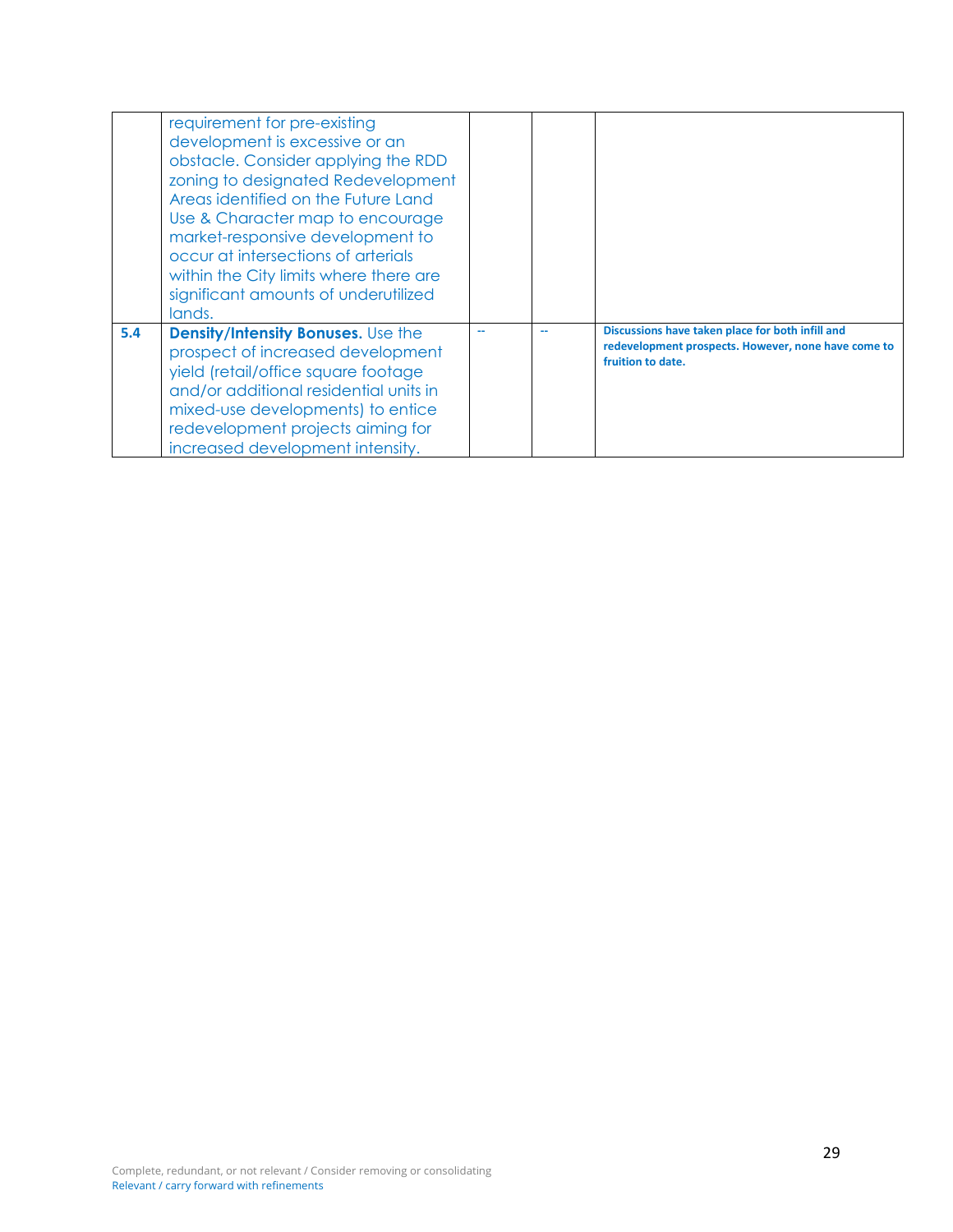| | | | | |
|---|---|---|---|---|
| | requirement for pre-existing development is excessive or an obstacle. Consider applying the RDD zoning to designated Redevelopment Areas identified on the Future Land Use & Character map to encourage market-responsive development to occur at intersections of arterials within the City limits where there are significant amounts of underutilized lands. | | | |
| **5.4** | **Density/Intensity Bonuses.** Use the prospect of increased development yield (retail/office square footage and/or additional residential units in mixed-use developments) to entice redevelopment projects aiming for increased development intensity. | -- | -- | **Discussions have taken place for both infill and redevelopment prospects. However, none have come to fruition to date.** |

Complete, redundant, or not relevant / Consider removing or consolidating
Relevant / carry forward with refinements